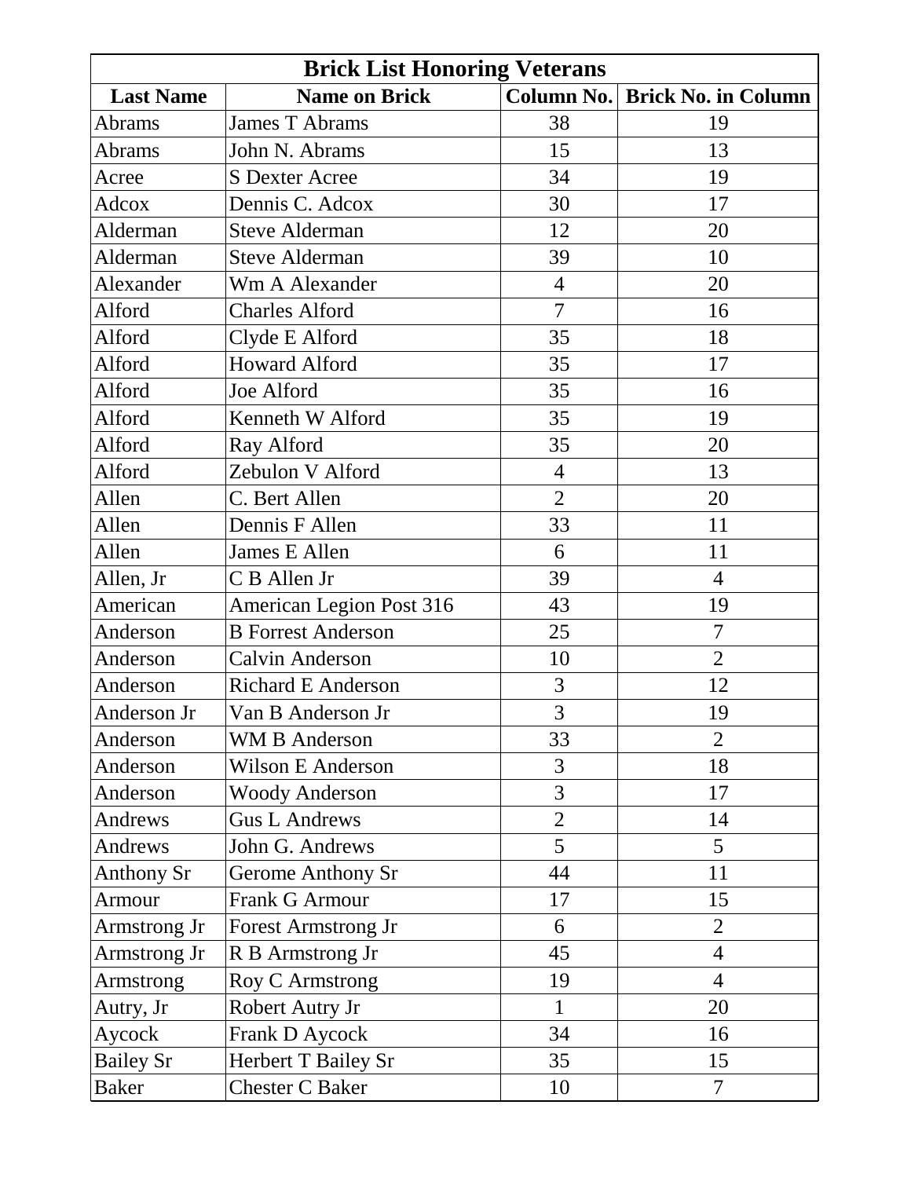# Brick List Honoring Veterans

| Last Name | Name on Brick | Column No. | Brick No. in Column |
|---|---|---|---|
| Abrams | James T Abrams | 38 | 19 |
| Abrams | John N. Abrams | 15 | 13 |
| Acree | S Dexter Acree | 34 | 19 |
| Adcox | Dennis C. Adcox | 30 | 17 |
| Alderman | Steve Alderman | 12 | 20 |
| Alderman | Steve Alderman | 39 | 10 |
| Alexander | Wm A Alexander | 4 | 20 |
| Alford | Charles Alford | 7 | 16 |
| Alford | Clyde E Alford | 35 | 18 |
| Alford | Howard Alford | 35 | 17 |
| Alford | Joe Alford | 35 | 16 |
| Alford | Kenneth W Alford | 35 | 19 |
| Alford | Ray Alford | 35 | 20 |
| Alford | Zebulon V Alford | 4 | 13 |
| Allen | C. Bert Allen | 2 | 20 |
| Allen | Dennis F Allen | 33 | 11 |
| Allen | James E Allen | 6 | 11 |
| Allen, Jr | C B Allen Jr | 39 | 4 |
| American | American Legion Post 316 | 43 | 19 |
| Anderson | B Forrest Anderson | 25 | 7 |
| Anderson | Calvin Anderson | 10 | 2 |
| Anderson | Richard E Anderson | 3 | 12 |
| Anderson Jr | Van B Anderson Jr | 3 | 19 |
| Anderson | WM B Anderson | 33 | 2 |
| Anderson | Wilson E Anderson | 3 | 18 |
| Anderson | Woody Anderson | 3 | 17 |
| Andrews | Gus L Andrews | 2 | 14 |
| Andrews | John G. Andrews | 5 | 5 |
| Anthony Sr | Gerome Anthony Sr | 44 | 11 |
| Armour | Frank G Armour | 17 | 15 |
| Armstrong Jr | Forest Armstrong Jr | 6 | 2 |
| Armstrong Jr | R B Armstrong Jr | 45 | 4 |
| Armstrong | Roy C Armstrong | 19 | 4 |
| Autry, Jr | Robert Autry Jr | 1 | 20 |
| Aycock | Frank D Aycock | 34 | 16 |
| Bailey Sr | Herbert T Bailey Sr | 35 | 15 |
| Baker | Chester C Baker | 10 | 7 |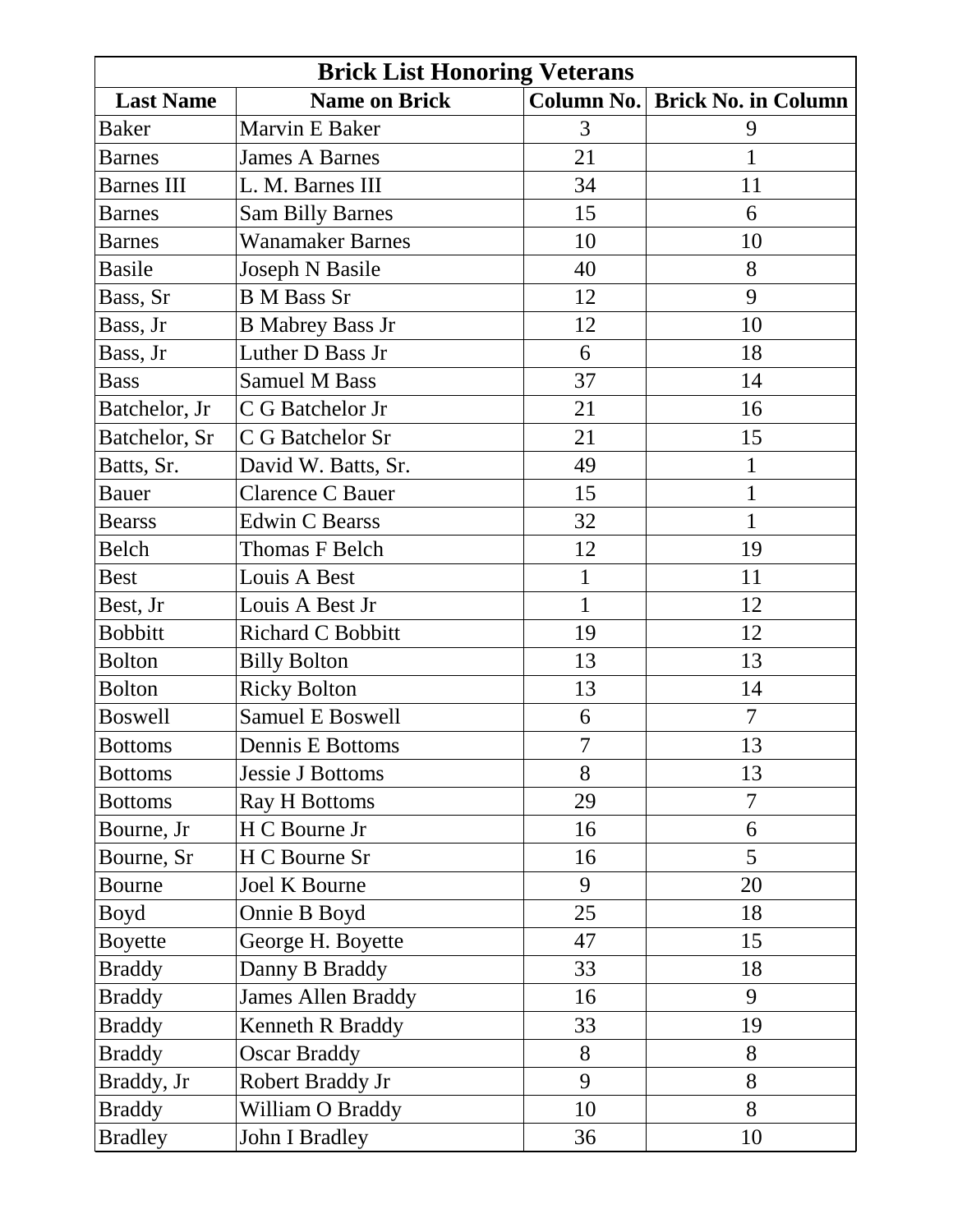| Brick List Honoring Veterans | | | |
|---|---|---|---|
| **Last Name** | **Name on Brick** | **Column No.** | **Brick No. in Column** |
| Baker | Marvin E Baker | 3 | 9 |
| Barnes | James A Barnes | 21 | 1 |
| Barnes III | L. M. Barnes III | 34 | 11 |
| Barnes | Sam Billy Barnes | 15 | 6 |
| Barnes | Wanamaker Barnes | 10 | 10 |
| Basile | Joseph N Basile | 40 | 8 |
| Bass, Sr | B M Bass Sr | 12 | 9 |
| Bass, Jr | B Mabrey Bass Jr | 12 | 10 |
| Bass, Jr | Luther D Bass Jr | 6 | 18 |
| Bass | Samuel M Bass | 37 | 14 |
| Batchelor, Jr | C G Batchelor Jr | 21 | 16 |
| Batchelor, Sr | C G Batchelor Sr | 21 | 15 |
| Batts, Sr. | David W. Batts, Sr. | 49 | 1 |
| Bauer | Clarence C Bauer | 15 | 1 |
| Bearss | Edwin C Bearss | 32 | 1 |
| Belch | Thomas F Belch | 12 | 19 |
| Best | Louis A Best | 1 | 11 |
| Best, Jr | Louis A Best Jr | 1 | 12 |
| Bobbitt | Richard C Bobbitt | 19 | 12 |
| Bolton | Billy Bolton | 13 | 13 |
| Bolton | Ricky Bolton | 13 | 14 |
| Boswell | Samuel E Boswell | 6 | 7 |
| Bottoms | Dennis E Bottoms | 7 | 13 |
| Bottoms | Jessie J Bottoms | 8 | 13 |
| Bottoms | Ray H Bottoms | 29 | 7 |
| Bourne, Jr | H C Bourne Jr | 16 | 6 |
| Bourne, Sr | H C Bourne Sr | 16 | 5 |
| Bourne | Joel K Bourne | 9 | 20 |
| Boyd | Onnie B Boyd | 25 | 18 |
| Boyette | George H. Boyette | 47 | 15 |
| Braddy | Danny B Braddy | 33 | 18 |
| Braddy | James Allen Braddy | 16 | 9 |
| Braddy | Kenneth R Braddy | 33 | 19 |
| Braddy | Oscar Braddy | 8 | 8 |
| Braddy, Jr | Robert Braddy Jr | 9 | 8 |
| Braddy | William O Braddy | 10 | 8 |
| Bradley | John I Bradley | 36 | 10 |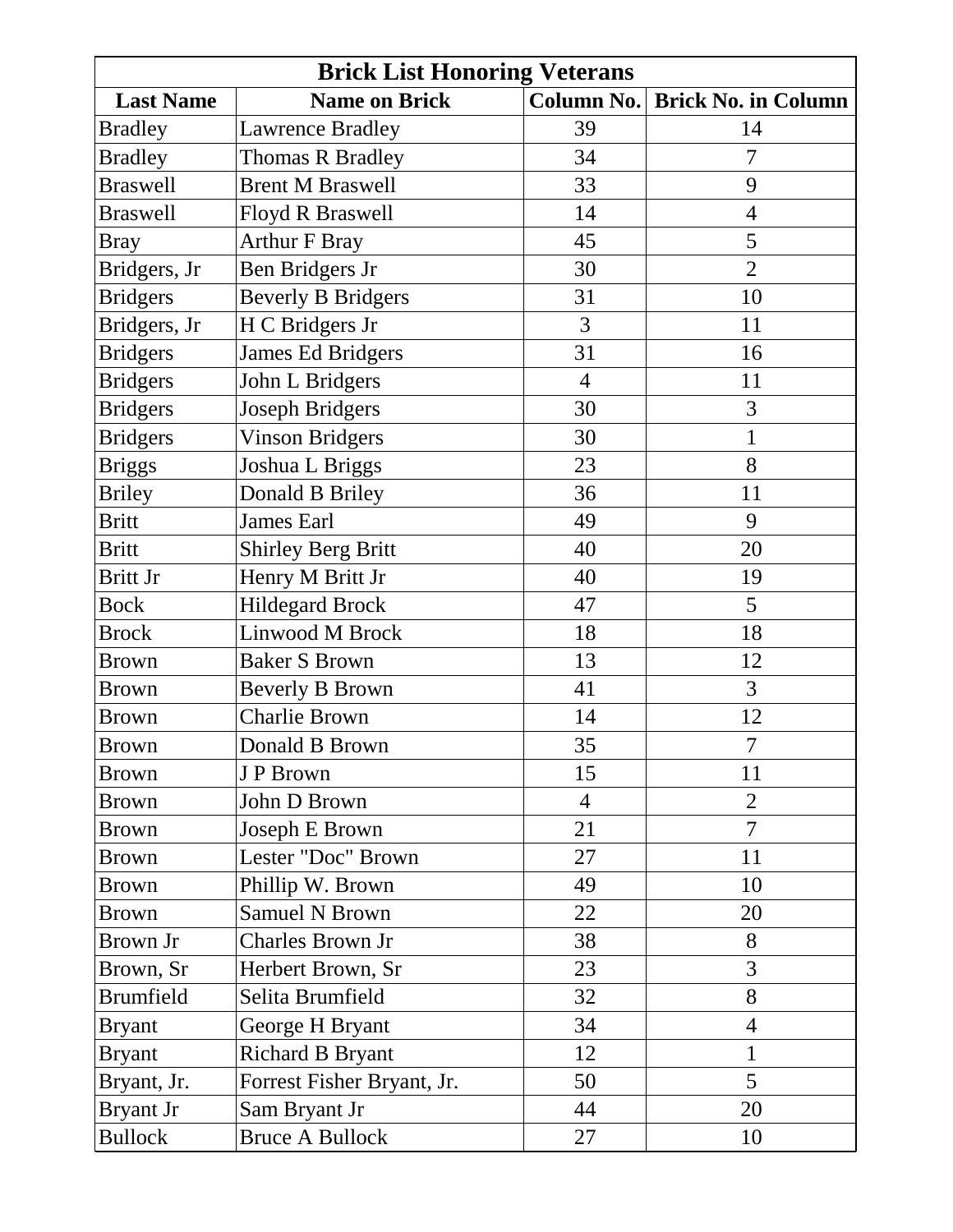| Brick List Honoring Veterans | | | |
|---|---|---|---|
| **Last Name** | **Name on Brick** | **Column No.** | **Brick No. in Column** |
| Bradley | Lawrence Bradley | 39 | 14 |
| Bradley | Thomas R Bradley | 34 | 7 |
| Braswell | Brent M Braswell | 33 | 9 |
| Braswell | Floyd R Braswell | 14 | 4 |
| Bray | Arthur F Bray | 45 | 5 |
| Bridgers, Jr | Ben Bridgers Jr | 30 | 2 |
| Bridgers | Beverly B Bridgers | 31 | 10 |
| Bridgers, Jr | H C Bridgers Jr | 3 | 11 |
| Bridgers | James Ed Bridgers | 31 | 16 |
| Bridgers | John L Bridgers | 4 | 11 |
| Bridgers | Joseph Bridgers | 30 | 3 |
| Bridgers | Vinson Bridgers | 30 | 1 |
| Briggs | Joshua L Briggs | 23 | 8 |
| Briley | Donald B Briley | 36 | 11 |
| Britt | James Earl | 49 | 9 |
| Britt | Shirley Berg Britt | 40 | 20 |
| Britt Jr | Henry M Britt Jr | 40 | 19 |
| Bock | Hildegard Brock | 47 | 5 |
| Brock | Linwood M Brock | 18 | 18 |
| Brown | Baker S Brown | 13 | 12 |
| Brown | Beverly B Brown | 41 | 3 |
| Brown | Charlie Brown | 14 | 12 |
| Brown | Donald B Brown | 35 | 7 |
| Brown | J P Brown | 15 | 11 |
| Brown | John D Brown | 4 | 2 |
| Brown | Joseph E Brown | 21 | 7 |
| Brown | Lester "Doc" Brown | 27 | 11 |
| Brown | Phillip W. Brown | 49 | 10 |
| Brown | Samuel N Brown | 22 | 20 |
| Brown Jr | Charles Brown Jr | 38 | 8 |
| Brown, Sr | Herbert Brown, Sr | 23 | 3 |
| Brumfield | Selita Brumfield | 32 | 8 |
| Bryant | George H Bryant | 34 | 4 |
| Bryant | Richard B Bryant | 12 | 1 |
| Bryant, Jr. | Forrest Fisher Bryant, Jr. | 50 | 5 |
| Bryant Jr | Sam Bryant Jr | 44 | 20 |
| Bullock | Bruce A Bullock | 27 | 10 |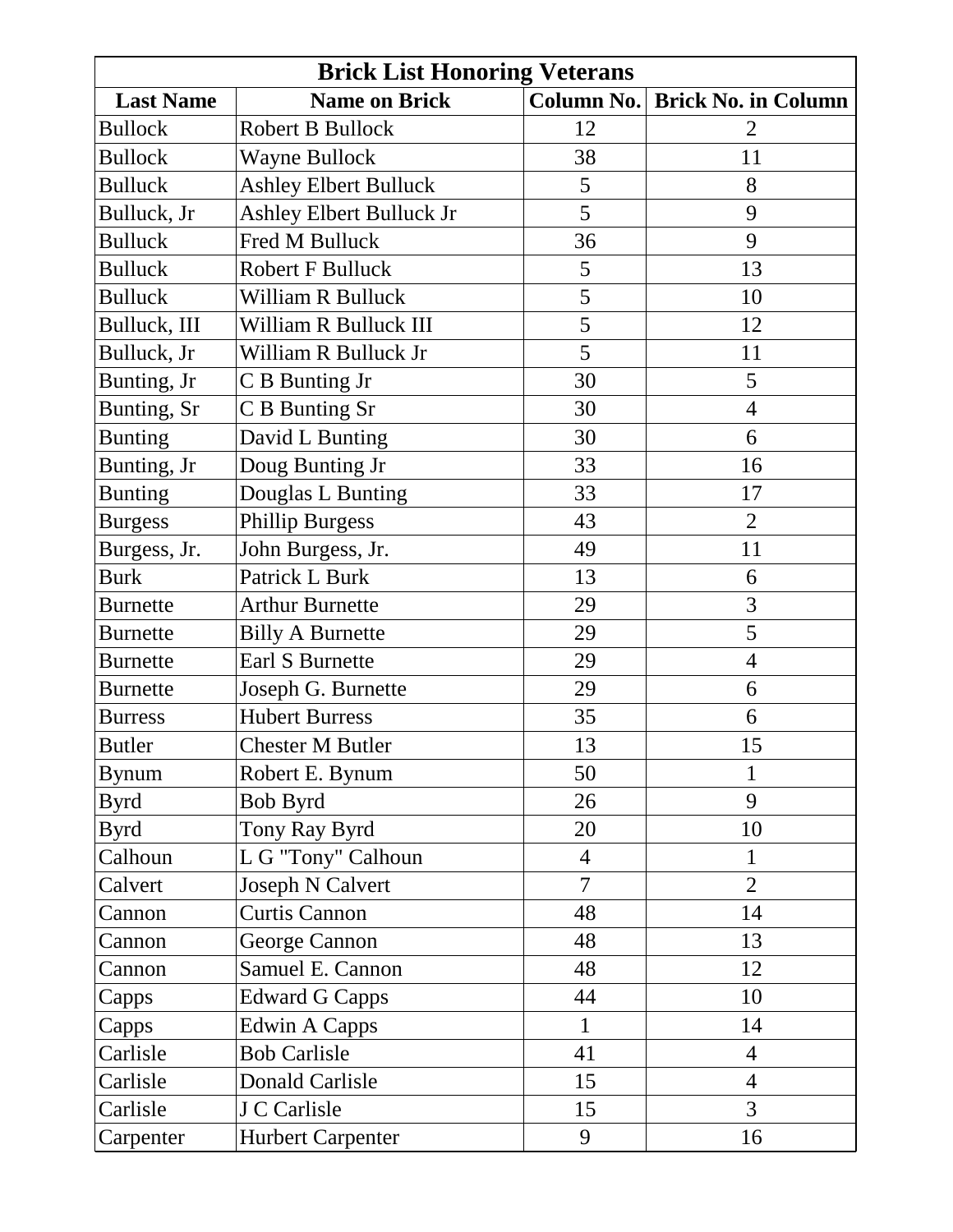| Brick List Honoring Veterans | | | |
|---|---|---|---|
| **Last Name** | **Name on Brick** | **Column No.** | **Brick No. in Column** |
| Bullock | Robert B Bullock | 12 | 2 |
| Bullock | Wayne Bullock | 38 | 11 |
| Bulluck | Ashley Elbert Bulluck | 5 | 8 |
| Bulluck, Jr | Ashley Elbert Bulluck Jr | 5 | 9 |
| Bulluck | Fred M Bulluck | 36 | 9 |
| Bulluck | Robert F Bulluck | 5 | 13 |
| Bulluck | William R Bulluck | 5 | 10 |
| Bulluck, III | William R Bulluck III | 5 | 12 |
| Bulluck, Jr | William R Bulluck Jr | 5 | 11 |
| Bunting, Jr | C B Bunting Jr | 30 | 5 |
| Bunting, Sr | C B Bunting Sr | 30 | 4 |
| Bunting | David L Bunting | 30 | 6 |
| Bunting, Jr | Doug Bunting Jr | 33 | 16 |
| Bunting | Douglas L Bunting | 33 | 17 |
| Burgess | Phillip Burgess | 43 | 2 |
| Burgess, Jr. | John Burgess, Jr. | 49 | 11 |
| Burk | Patrick L Burk | 13 | 6 |
| Burnette | Arthur Burnette | 29 | 3 |
| Burnette | Billy A Burnette | 29 | 5 |
| Burnette | Earl S Burnette | 29 | 4 |
| Burnette | Joseph G. Burnette | 29 | 6 |
| Burress | Hubert Burress | 35 | 6 |
| Butler | Chester M Butler | 13 | 15 |
| Bynum | Robert E. Bynum | 50 | 1 |
| Byrd | Bob Byrd | 26 | 9 |
| Byrd | Tony Ray Byrd | 20 | 10 |
| Calhoun | L G "Tony" Calhoun | 4 | 1 |
| Calvert | Joseph N Calvert | 7 | 2 |
| Cannon | Curtis Cannon | 48 | 14 |
| Cannon | George Cannon | 48 | 13 |
| Cannon | Samuel E. Cannon | 48 | 12 |
| Capps | Edward G Capps | 44 | 10 |
| Capps | Edwin A Capps | 1 | 14 |
| Carlisle | Bob Carlisle | 41 | 4 |
| Carlisle | Donald Carlisle | 15 | 4 |
| Carlisle | J C Carlisle | 15 | 3 |
| Carpenter | Hurbert Carpenter | 9 | 16 |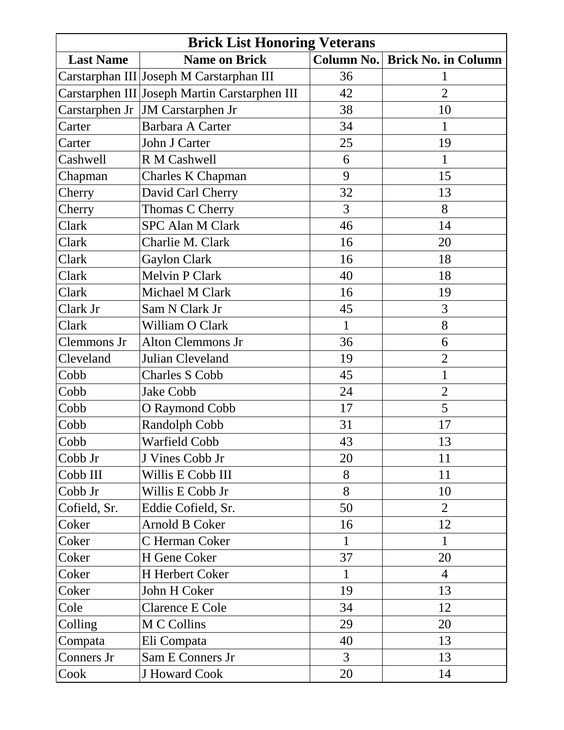| Brick List Honoring Veterans | | | |
|---|---|---|---|
| **Last Name** | **Name on Brick** | **Column No.** | **Brick No. in Column** |
| Carstarphan III | Joseph M Carstarphan III | 36 | 1 |
| Carstarphen III | Joseph Martin Carstarphen III | 42 | 2 |
| Carstarphen Jr | JM Carstarphen Jr | 38 | 10 |
| Carter | Barbara A Carter | 34 | 1 |
| Carter | John J Carter | 25 | 19 |
| Cashwell | R M Cashwell | 6 | 1 |
| Chapman | Charles K Chapman | 9 | 15 |
| Cherry | David Carl Cherry | 32 | 13 |
| Cherry | Thomas C Cherry | 3 | 8 |
| Clark | SPC Alan M Clark | 46 | 14 |
| Clark | Charlie M. Clark | 16 | 20 |
| Clark | Gaylon Clark | 16 | 18 |
| Clark | Melvin P Clark | 40 | 18 |
| Clark | Michael M Clark | 16 | 19 |
| Clark Jr | Sam N Clark Jr | 45 | 3 |
| Clark | William O Clark | 1 | 8 |
| Clemmons Jr | Alton Clemmons Jr | 36 | 6 |
| Cleveland | Julian Cleveland | 19 | 2 |
| Cobb | Charles S Cobb | 45 | 1 |
| Cobb | Jake Cobb | 24 | 2 |
| Cobb | O Raymond Cobb | 17 | 5 |
| Cobb | Randolph Cobb | 31 | 17 |
| Cobb | Warfield Cobb | 43 | 13 |
| Cobb Jr | J Vines Cobb Jr | 20 | 11 |
| Cobb III | Willis E Cobb III | 8 | 11 |
| Cobb Jr | Willis E Cobb Jr | 8 | 10 |
| Cofield, Sr. | Eddie Cofield, Sr. | 50 | 2 |
| Coker | Arnold B Coker | 16 | 12 |
| Coker | C Herman Coker | 1 | 1 |
| Coker | H Gene Coker | 37 | 20 |
| Coker | H Herbert Coker | 1 | 4 |
| Coker | John H Coker | 19 | 13 |
| Cole | Clarence E Cole | 34 | 12 |
| Colling | M C Collins | 29 | 20 |
| Compata | Eli Compata | 40 | 13 |
| Conners Jr | Sam E Conners Jr | 3 | 13 |
| Cook | J Howard Cook | 20 | 14 |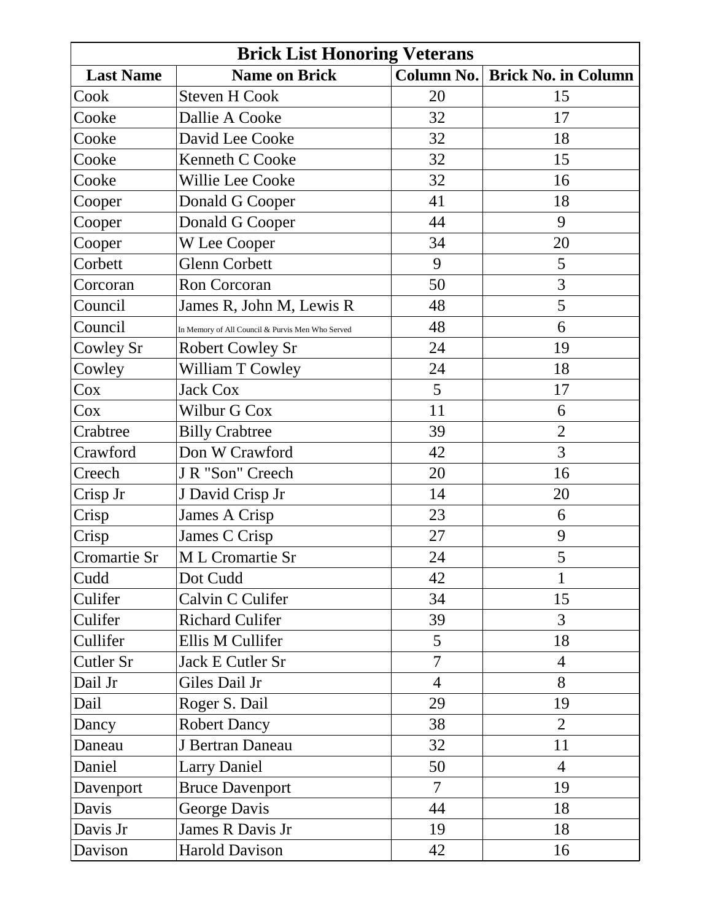| Brick List Honoring Veterans | | | |
|---|---|---|---|
| **Last Name** | **Name on Brick** | **Column No.** | **Brick No. in Column** |
| Cook | Steven H Cook | 20 | 15 |
| Cooke | Dallie A Cooke | 32 | 17 |
| Cooke | David Lee Cooke | 32 | 18 |
| Cooke | Kenneth C Cooke | 32 | 15 |
| Cooke | Willie Lee Cooke | 32 | 16 |
| Cooper | Donald G Cooper | 41 | 18 |
| Cooper | Donald G Cooper | 44 | 9 |
| Cooper | W Lee Cooper | 34 | 20 |
| Corbett | Glenn Corbett | 9 | 5 |
| Corcoran | Ron Corcoran | 50 | 3 |
| Council | James R, John M, Lewis R | 48 | 5 |
| Council | In Memory of All Council & Purvis Men Who Served | 48 | 6 |
| Cowley Sr | Robert Cowley Sr | 24 | 19 |
| Cowley | William T Cowley | 24 | 18 |
| Cox | Jack Cox | 5 | 17 |
| Cox | Wilbur G Cox | 11 | 6 |
| Crabtree | Billy Crabtree | 39 | 2 |
| Crawford | Don W Crawford | 42 | 3 |
| Creech | J R "Son" Creech | 20 | 16 |
| Crisp Jr | J David Crisp Jr | 14 | 20 |
| Crisp | James A Crisp | 23 | 6 |
| Crisp | James C Crisp | 27 | 9 |
| Cromartie Sr | M L Cromartie Sr | 24 | 5 |
| Cudd | Dot Cudd | 42 | 1 |
| Culifer | Calvin C Culifer | 34 | 15 |
| Culifer | Richard Culifer | 39 | 3 |
| Cullifer | Ellis M Cullifer | 5 | 18 |
| Cutler Sr | Jack E Cutler Sr | 7 | 4 |
| Dail Jr | Giles Dail Jr | 4 | 8 |
| Dail | Roger S. Dail | 29 | 19 |
| Dancy | Robert Dancy | 38 | 2 |
| Daneau | J Bertran Daneau | 32 | 11 |
| Daniel | Larry Daniel | 50 | 4 |
| Davenport | Bruce Davenport | 7 | 19 |
| Davis | George Davis | 44 | 18 |
| Davis Jr | James R Davis Jr | 19 | 18 |
| Davison | Harold Davison | 42 | 16 |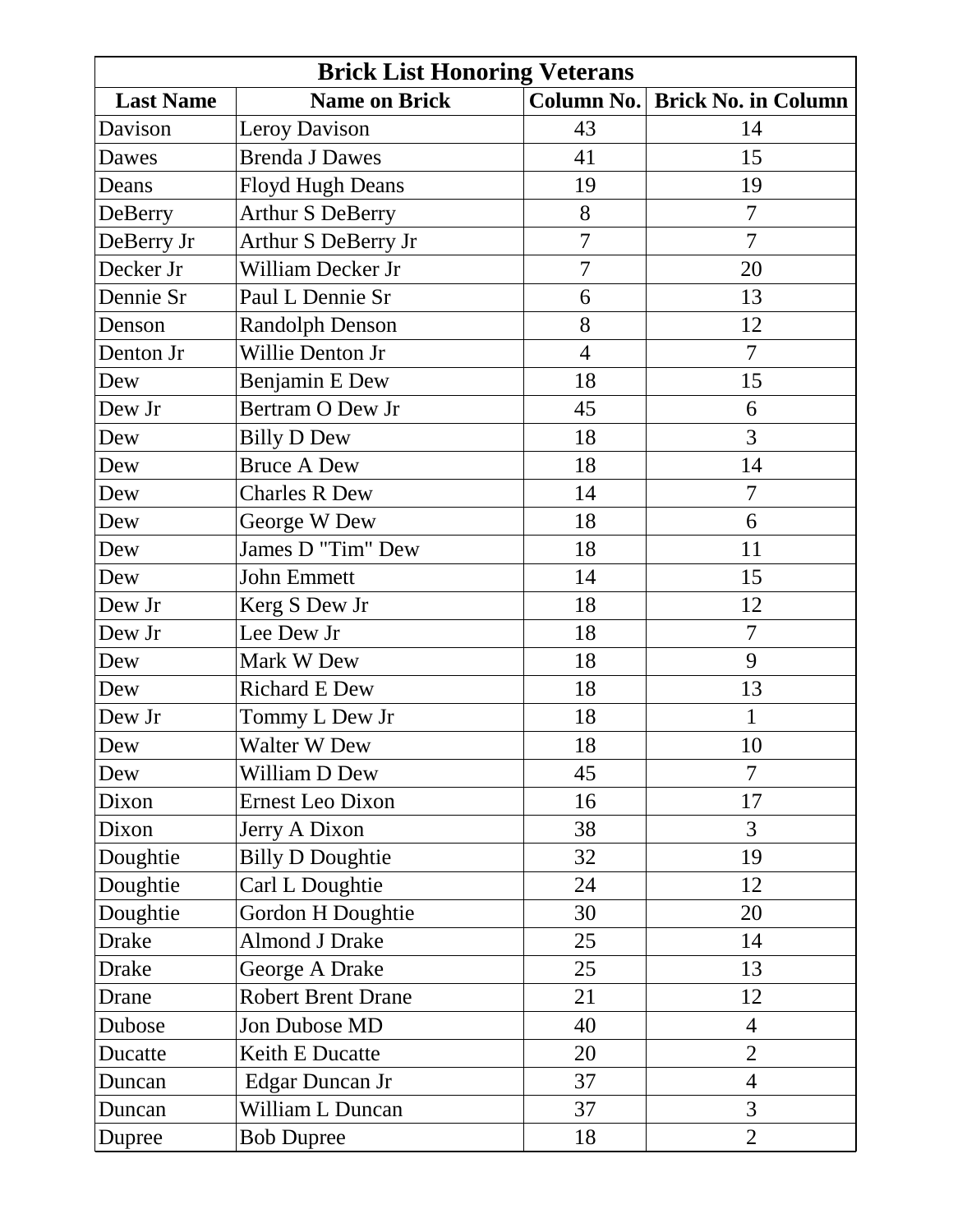| Brick List Honoring Veterans | | | |
|---|---|---|---|
| **Last Name** | **Name on Brick** | **Column No.** | **Brick No. in Column** |
| Davison | Leroy Davison | 43 | 14 |
| Dawes | Brenda J Dawes | 41 | 15 |
| Deans | Floyd Hugh Deans | 19 | 19 |
| DeBerry | Arthur S DeBerry | 8 | 7 |
| DeBerry Jr | Arthur S DeBerry Jr | 7 | 7 |
| Decker Jr | William Decker Jr | 7 | 20 |
| Dennie Sr | Paul L Dennie Sr | 6 | 13 |
| Denson | Randolph Denson | 8 | 12 |
| Denton Jr | Willie Denton Jr | 4 | 7 |
| Dew | Benjamin E Dew | 18 | 15 |
| Dew Jr | Bertram O Dew Jr | 45 | 6 |
| Dew | Billy D Dew | 18 | 3 |
| Dew | Bruce A Dew | 18 | 14 |
| Dew | Charles R Dew | 14 | 7 |
| Dew | George W Dew | 18 | 6 |
| Dew | James D "Tim" Dew | 18 | 11 |
| Dew | John Emmett | 14 | 15 |
| Dew Jr | Kerg S Dew Jr | 18 | 12 |
| Dew Jr | Lee Dew Jr | 18 | 7 |
| Dew | Mark W Dew | 18 | 9 |
| Dew | Richard E Dew | 18 | 13 |
| Dew Jr | Tommy L Dew Jr | 18 | 1 |
| Dew | Walter W Dew | 18 | 10 |
| Dew | William D Dew | 45 | 7 |
| Dixon | Ernest Leo Dixon | 16 | 17 |
| Dixon | Jerry A Dixon | 38 | 3 |
| Doughtie | Billy D Doughtie | 32 | 19 |
| Doughtie | Carl L Doughtie | 24 | 12 |
| Doughtie | Gordon H Doughtie | 30 | 20 |
| Drake | Almond J Drake | 25 | 14 |
| Drake | George A Drake | 25 | 13 |
| Drane | Robert Brent Drane | 21 | 12 |
| Dubose | Jon Dubose MD | 40 | 4 |
| Ducatte | Keith E Ducatte | 20 | 2 |
| Duncan | Edgar Duncan Jr | 37 | 4 |
| Duncan | William L Duncan | 37 | 3 |
| Dupree | Bob Dupree | 18 | 2 |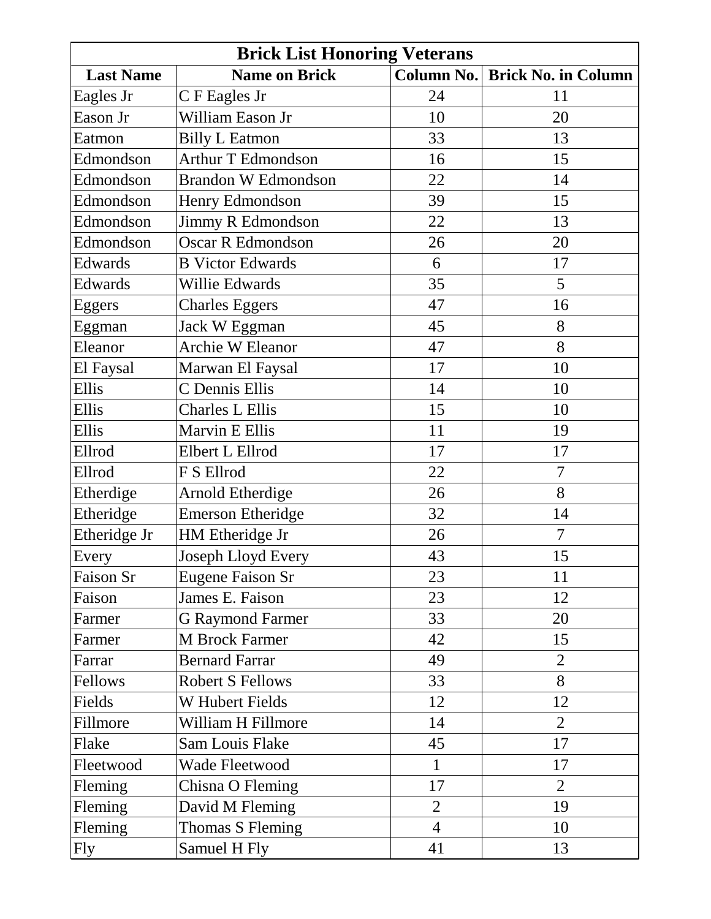| Brick List Honoring Veterans | | | |
|---|---|---|---|
| **Last Name** | **Name on Brick** | **Column No.** | **Brick No. in Column** |
| Eagles Jr | C F Eagles Jr | 24 | 11 |
| Eason Jr | William Eason Jr | 10 | 20 |
| Eatmon | Billy L Eatmon | 33 | 13 |
| Edmondson | Arthur T Edmondson | 16 | 15 |
| Edmondson | Brandon W Edmondson | 22 | 14 |
| Edmondson | Henry Edmondson | 39 | 15 |
| Edmondson | Jimmy R Edmondson | 22 | 13 |
| Edmondson | Oscar R Edmondson | 26 | 20 |
| Edwards | B Victor Edwards | 6 | 17 |
| Edwards | Willie Edwards | 35 | 5 |
| Eggers | Charles Eggers | 47 | 16 |
| Eggman | Jack W Eggman | 45 | 8 |
| Eleanor | Archie W Eleanor | 47 | 8 |
| El Faysal | Marwan El Faysal | 17 | 10 |
| Ellis | C Dennis Ellis | 14 | 10 |
| Ellis | Charles L Ellis | 15 | 10 |
| Ellis | Marvin E Ellis | 11 | 19 |
| Ellrod | Elbert L Ellrod | 17 | 17 |
| Ellrod | F S Ellrod | 22 | 7 |
| Etherdige | Arnold Etherdige | 26 | 8 |
| Etheridge | Emerson Etheridge | 32 | 14 |
| Etheridge Jr | HM Etheridge Jr | 26 | 7 |
| Every | Joseph Lloyd Every | 43 | 15 |
| Faison Sr | Eugene Faison Sr | 23 | 11 |
| Faison | James E. Faison | 23 | 12 |
| Farmer | G Raymond Farmer | 33 | 20 |
| Farmer | M Brock Farmer | 42 | 15 |
| Farrar | Bernard Farrar | 49 | 2 |
| Fellows | Robert S Fellows | 33 | 8 |
| Fields | W Hubert Fields | 12 | 12 |
| Fillmore | William H Fillmore | 14 | 2 |
| Flake | Sam Louis Flake | 45 | 17 |
| Fleetwood | Wade Fleetwood | 1 | 17 |
| Fleming | Chisna O Fleming | 17 | 2 |
| Fleming | David M Fleming | 2 | 19 |
| Fleming | Thomas S Fleming | 4 | 10 |
| Fly | Samuel H Fly | 41 | 13 |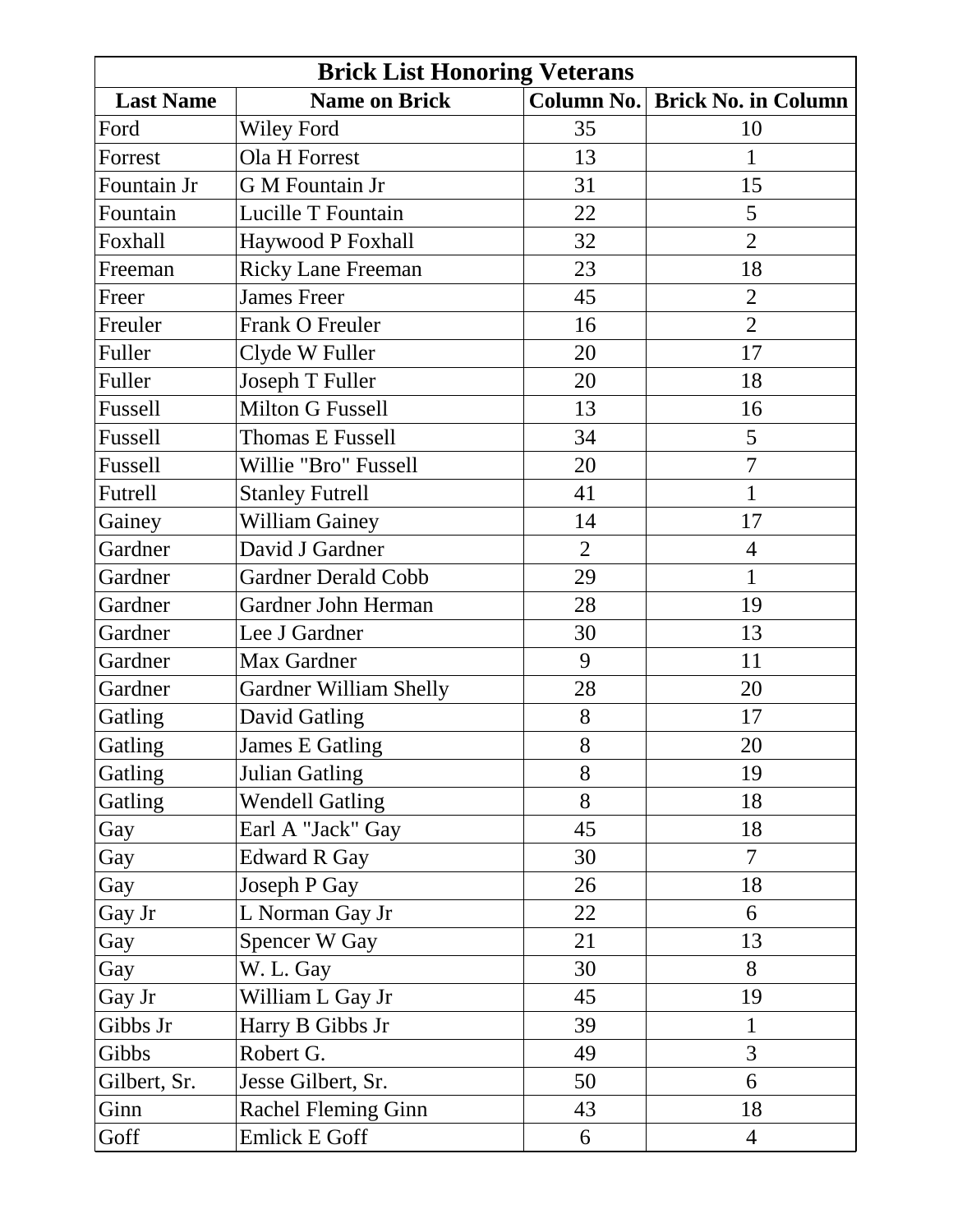| Brick List Honoring Veterans | | | |
|---|---|---|---|
| **Last Name** | **Name on Brick** | **Column No.** | **Brick No. in Column** |
| Ford | Wiley Ford | 35 | 10 |
| Forrest | Ola H Forrest | 13 | 1 |
| Fountain Jr | G M Fountain Jr | 31 | 15 |
| Fountain | Lucille T Fountain | 22 | 5 |
| Foxhall | Haywood P Foxhall | 32 | 2 |
| Freeman | Ricky Lane Freeman | 23 | 18 |
| Freer | James Freer | 45 | 2 |
| Freuler | Frank O Freuler | 16 | 2 |
| Fuller | Clyde W Fuller | 20 | 17 |
| Fuller | Joseph T Fuller | 20 | 18 |
| Fussell | Milton G Fussell | 13 | 16 |
| Fussell | Thomas E Fussell | 34 | 5 |
| Fussell | Willie "Bro" Fussell | 20 | 7 |
| Futrell | Stanley Futrell | 41 | 1 |
| Gainey | William Gainey | 14 | 17 |
| Gardner | David J Gardner | 2 | 4 |
| Gardner | Gardner Derald Cobb | 29 | 1 |
| Gardner | Gardner John Herman | 28 | 19 |
| Gardner | Lee J Gardner | 30 | 13 |
| Gardner | Max Gardner | 9 | 11 |
| Gardner | Gardner William Shelly | 28 | 20 |
| Gatling | David Gatling | 8 | 17 |
| Gatling | James E Gatling | 8 | 20 |
| Gatling | Julian Gatling | 8 | 19 |
| Gatling | Wendell Gatling | 8 | 18 |
| Gay | Earl A "Jack" Gay | 45 | 18 |
| Gay | Edward R Gay | 30 | 7 |
| Gay | Joseph P Gay | 26 | 18 |
| Gay Jr | L Norman Gay Jr | 22 | 6 |
| Gay | Spencer W Gay | 21 | 13 |
| Gay | W. L. Gay | 30 | 8 |
| Gay Jr | William L Gay Jr | 45 | 19 |
| Gibbs Jr | Harry B Gibbs Jr | 39 | 1 |
| Gibbs | Robert G. | 49 | 3 |
| Gilbert, Sr. | Jesse Gilbert, Sr. | 50 | 6 |
| Ginn | Rachel Fleming Ginn | 43 | 18 |
| Goff | Emlick E Goff | 6 | 4 |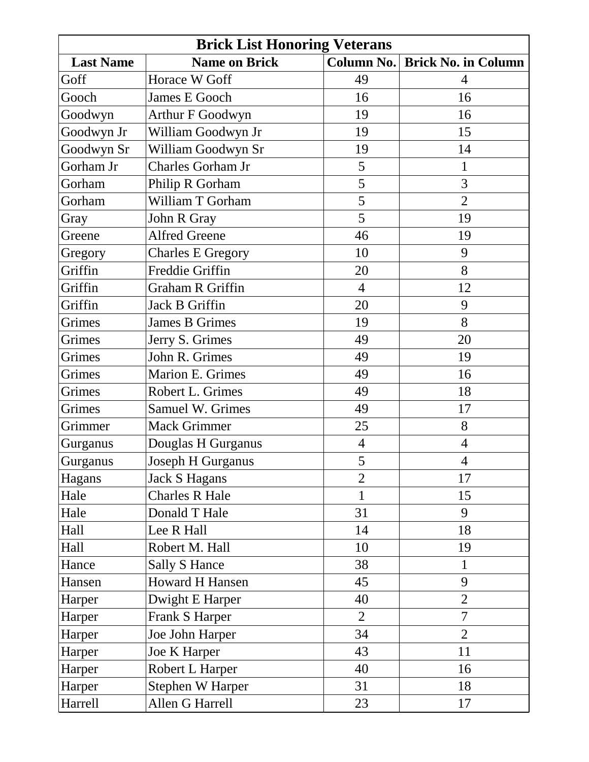| Brick List Honoring Veterans | | | |
|---|---|---|---|
| **Last Name** | **Name on Brick** | **Column No.** | **Brick No. in Column** |
| Goff | Horace W Goff | 49 | 4 |
| Gooch | James E Gooch | 16 | 16 |
| Goodwyn | Arthur F Goodwyn | 19 | 16 |
| Goodwyn Jr | William Goodwyn Jr | 19 | 15 |
| Goodwyn Sr | William Goodwyn Sr | 19 | 14 |
| Gorham Jr | Charles Gorham Jr | 5 | 1 |
| Gorham | Philip R Gorham | 5 | 3 |
| Gorham | William T Gorham | 5 | 2 |
| Gray | John R Gray | 5 | 19 |
| Greene | Alfred Greene | 46 | 19 |
| Gregory | Charles E Gregory | 10 | 9 |
| Griffin | Freddie Griffin | 20 | 8 |
| Griffin | Graham R Griffin | 4 | 12 |
| Griffin | Jack B Griffin | 20 | 9 |
| Grimes | James B Grimes | 19 | 8 |
| Grimes | Jerry S. Grimes | 49 | 20 |
| Grimes | John R. Grimes | 49 | 19 |
| Grimes | Marion E. Grimes | 49 | 16 |
| Grimes | Robert L. Grimes | 49 | 18 |
| Grimes | Samuel W. Grimes | 49 | 17 |
| Grimmer | Mack Grimmer | 25 | 8 |
| Gurganus | Douglas H Gurganus | 4 | 4 |
| Gurganus | Joseph H Gurganus | 5 | 4 |
| Hagans | Jack S Hagans | 2 | 17 |
| Hale | Charles R Hale | 1 | 15 |
| Hale | Donald T Hale | 31 | 9 |
| Hall | Lee R Hall | 14 | 18 |
| Hall | Robert M. Hall | 10 | 19 |
| Hance | Sally S Hance | 38 | 1 |
| Hansen | Howard H Hansen | 45 | 9 |
| Harper | Dwight E Harper | 40 | 2 |
| Harper | Frank S Harper | 2 | 7 |
| Harper | Joe John Harper | 34 | 2 |
| Harper | Joe K Harper | 43 | 11 |
| Harper | Robert L Harper | 40 | 16 |
| Harper | Stephen W Harper | 31 | 18 |
| Harrell | Allen G Harrell | 23 | 17 |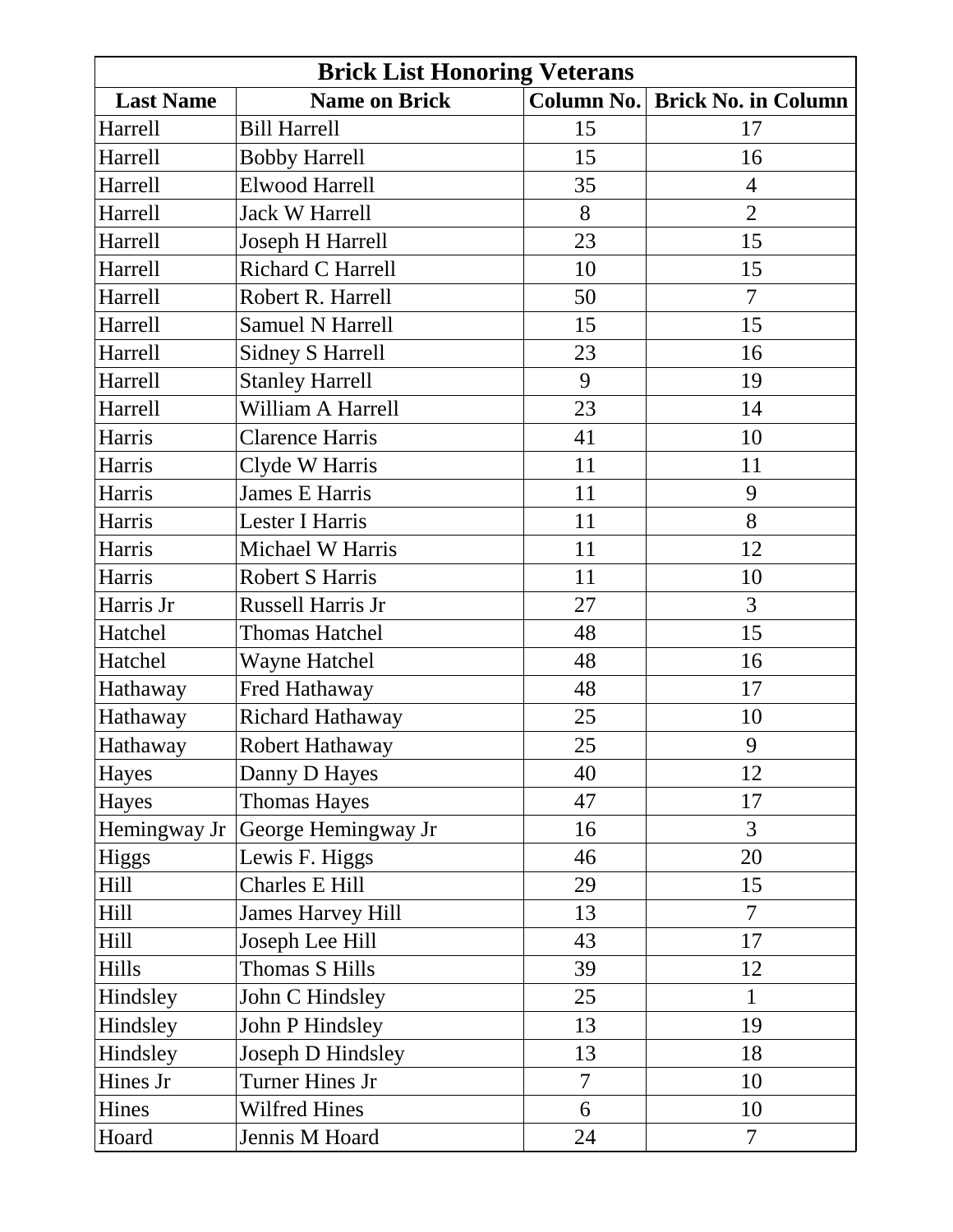| Brick List Honoring Veterans | | | |
|---|---|---|---|
| **Last Name** | **Name on Brick** | **Column No.** | **Brick No. in Column** |
| Harrell | Bill Harrell | 15 | 17 |
| Harrell | Bobby Harrell | 15 | 16 |
| Harrell | Elwood Harrell | 35 | 4 |
| Harrell | Jack W Harrell | 8 | 2 |
| Harrell | Joseph H Harrell | 23 | 15 |
| Harrell | Richard C Harrell | 10 | 15 |
| Harrell | Robert R. Harrell | 50 | 7 |
| Harrell | Samuel N Harrell | 15 | 15 |
| Harrell | Sidney S Harrell | 23 | 16 |
| Harrell | Stanley Harrell | 9 | 19 |
| Harrell | William A Harrell | 23 | 14 |
| Harris | Clarence Harris | 41 | 10 |
| Harris | Clyde W Harris | 11 | 11 |
| Harris | James E Harris | 11 | 9 |
| Harris | Lester I Harris | 11 | 8 |
| Harris | Michael W Harris | 11 | 12 |
| Harris | Robert S Harris | 11 | 10 |
| Harris Jr | Russell Harris Jr | 27 | 3 |
| Hatchel | Thomas Hatchel | 48 | 15 |
| Hatchel | Wayne Hatchel | 48 | 16 |
| Hathaway | Fred Hathaway | 48 | 17 |
| Hathaway | Richard Hathaway | 25 | 10 |
| Hathaway | Robert Hathaway | 25 | 9 |
| Hayes | Danny D Hayes | 40 | 12 |
| Hayes | Thomas Hayes | 47 | 17 |
| Hemingway Jr | George Hemingway Jr | 16 | 3 |
| Higgs | Lewis F. Higgs | 46 | 20 |
| Hill | Charles E Hill | 29 | 15 |
| Hill | James Harvey Hill | 13 | 7 |
| Hill | Joseph Lee Hill | 43 | 17 |
| Hills | Thomas S Hills | 39 | 12 |
| Hindsley | John C Hindsley | 25 | 1 |
| Hindsley | John P Hindsley | 13 | 19 |
| Hindsley | Joseph D Hindsley | 13 | 18 |
| Hines Jr | Turner Hines Jr | 7 | 10 |
| Hines | Wilfred Hines | 6 | 10 |
| Hoard | Jennis M Hoard | 24 | 7 |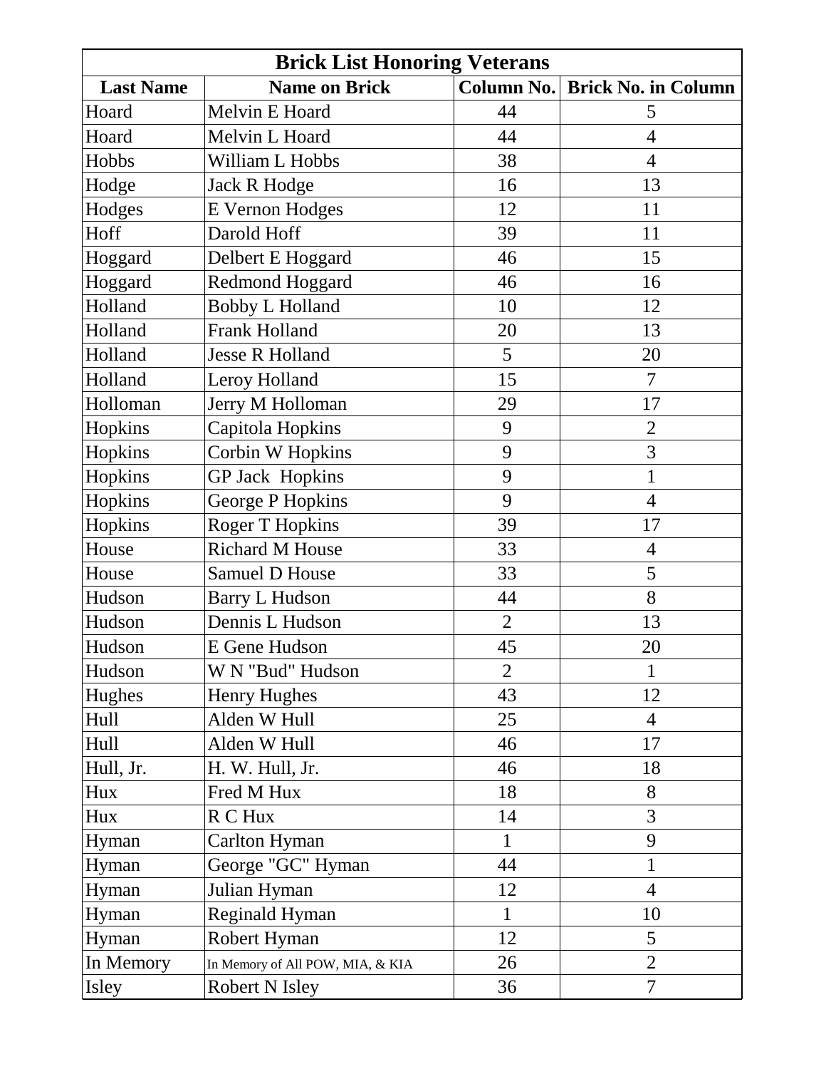| Brick List Honoring Veterans | | | |
|---|---|---|---|
| **Last Name** | **Name on Brick** | **Column No.** | **Brick No. in Column** |
| Hoard | Melvin E Hoard | 44 | 5 |
| Hoard | Melvin L Hoard | 44 | 4 |
| Hobbs | William L Hobbs | 38 | 4 |
| Hodge | Jack R Hodge | 16 | 13 |
| Hodges | E Vernon Hodges | 12 | 11 |
| Hoff | Darold Hoff | 39 | 11 |
| Hoggard | Delbert E Hoggard | 46 | 15 |
| Hoggard | Redmond Hoggard | 46 | 16 |
| Holland | Bobby L Holland | 10 | 12 |
| Holland | Frank Holland | 20 | 13 |
| Holland | Jesse R Holland | 5 | 20 |
| Holland | Leroy Holland | 15 | 7 |
| Holloman | Jerry M Holloman | 29 | 17 |
| Hopkins | Capitola Hopkins | 9 | 2 |
| Hopkins | Corbin W Hopkins | 9 | 3 |
| Hopkins | GP Jack Hopkins | 9 | 1 |
| Hopkins | George P Hopkins | 9 | 4 |
| Hopkins | Roger T Hopkins | 39 | 17 |
| House | Richard M House | 33 | 4 |
| House | Samuel D House | 33 | 5 |
| Hudson | Barry L Hudson | 44 | 8 |
| Hudson | Dennis L Hudson | 2 | 13 |
| Hudson | E Gene Hudson | 45 | 20 |
| Hudson | W N "Bud" Hudson | 2 | 1 |
| Hughes | Henry Hughes | 43 | 12 |
| Hull | Alden W Hull | 25 | 4 |
| Hull | Alden W Hull | 46 | 17 |
| Hull, Jr. | H. W. Hull, Jr. | 46 | 18 |
| Hux | Fred M Hux | 18 | 8 |
| Hux | R C Hux | 14 | 3 |
| Hyman | Carlton Hyman | 1 | 9 |
| Hyman | George "GC" Hyman | 44 | 1 |
| Hyman | Julian Hyman | 12 | 4 |
| Hyman | Reginald Hyman | 1 | 10 |
| Hyman | Robert Hyman | 12 | 5 |
| In Memory | In Memory of All POW, MIA, & KIA | 26 | 2 |
| Isley | Robert N Isley | 36 | 7 |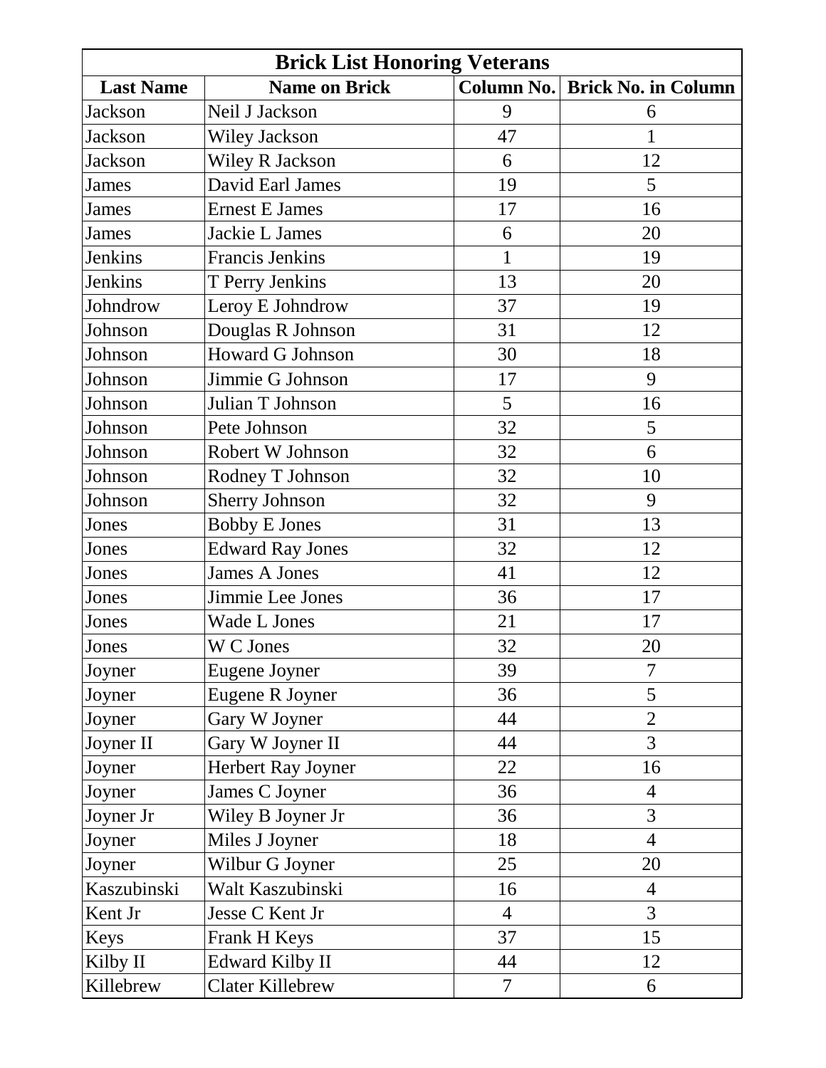| Brick List Honoring Veterans | | | |
|---|---|---|---|
| **Last Name** | **Name on Brick** | **Column No.** | **Brick No. in Column** |
| Jackson | Neil J Jackson | 9 | 6 |
| Jackson | Wiley Jackson | 47 | 1 |
| Jackson | Wiley R Jackson | 6 | 12 |
| James | David Earl James | 19 | 5 |
| James | Ernest E James | 17 | 16 |
| James | Jackie L James | 6 | 20 |
| Jenkins | Francis Jenkins | 1 | 19 |
| Jenkins | T Perry Jenkins | 13 | 20 |
| Johndrow | Leroy E Johndrow | 37 | 19 |
| Johnson | Douglas R Johnson | 31 | 12 |
| Johnson | Howard G Johnson | 30 | 18 |
| Johnson | Jimmie G Johnson | 17 | 9 |
| Johnson | Julian T Johnson | 5 | 16 |
| Johnson | Pete Johnson | 32 | 5 |
| Johnson | Robert W Johnson | 32 | 6 |
| Johnson | Rodney T Johnson | 32 | 10 |
| Johnson | Sherry Johnson | 32 | 9 |
| Jones | Bobby E Jones | 31 | 13 |
| Jones | Edward Ray Jones | 32 | 12 |
| Jones | James A Jones | 41 | 12 |
| Jones | Jimmie Lee Jones | 36 | 17 |
| Jones | Wade L Jones | 21 | 17 |
| Jones | W C Jones | 32 | 20 |
| Joyner | Eugene Joyner | 39 | 7 |
| Joyner | Eugene R Joyner | 36 | 5 |
| Joyner | Gary W Joyner | 44 | 2 |
| Joyner II | Gary W Joyner II | 44 | 3 |
| Joyner | Herbert Ray Joyner | 22 | 16 |
| Joyner | James C Joyner | 36 | 4 |
| Joyner Jr | Wiley B Joyner Jr | 36 | 3 |
| Joyner | Miles J Joyner | 18 | 4 |
| Joyner | Wilbur G Joyner | 25 | 20 |
| Kaszubinski | Walt Kaszubinski | 16 | 4 |
| Kent Jr | Jesse C Kent Jr | 4 | 3 |
| Keys | Frank H Keys | 37 | 15 |
| Kilby II | Edward Kilby II | 44 | 12 |
| Killebrew | Clater Killebrew | 7 | 6 |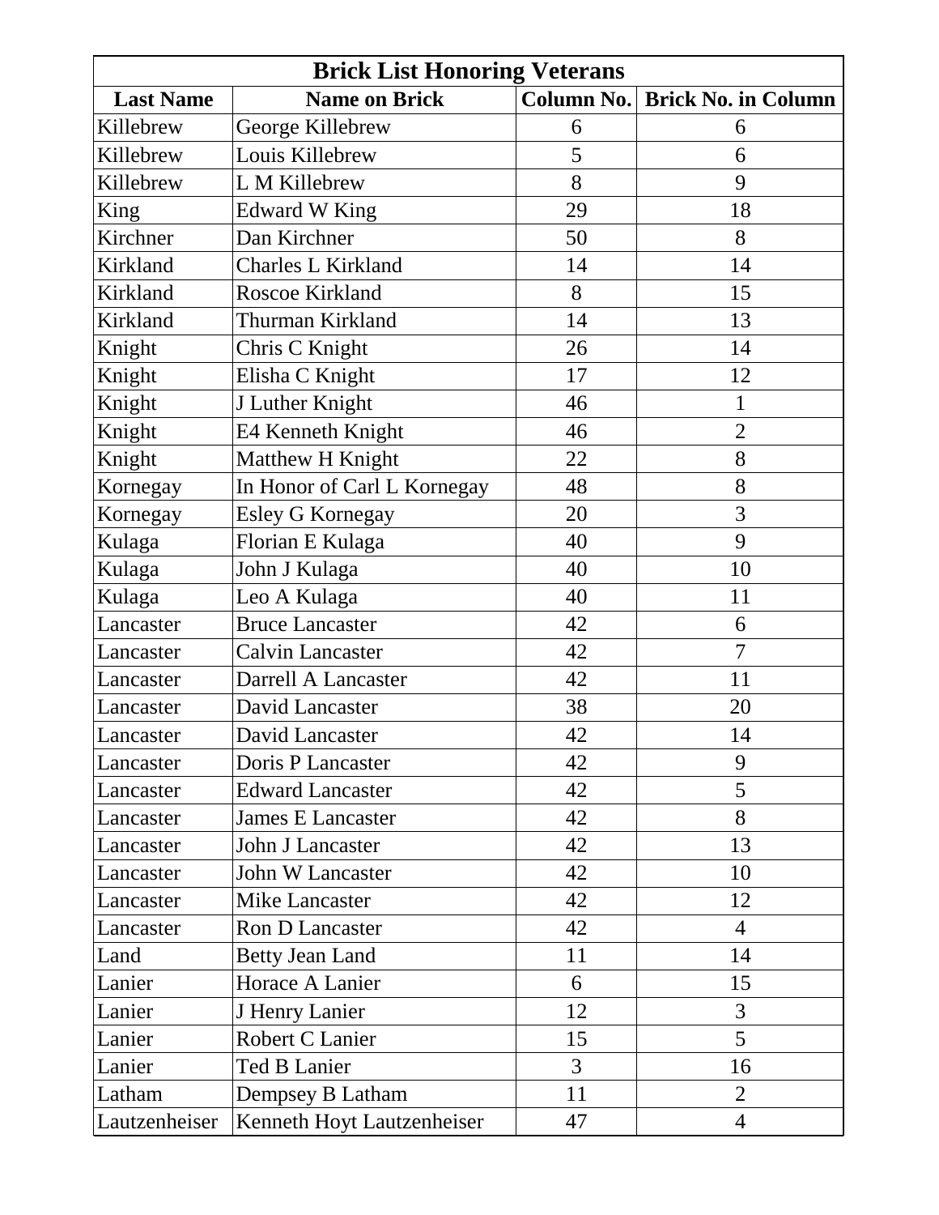| Brick List Honoring Veterans | | | |
|---|---|---|---|
| **Last Name** | **Name on Brick** | **Column No.** | **Brick No. in Column** |
| Killebrew | George Killebrew | 6 | 6 |
| Killebrew | Louis Killebrew | 5 | 6 |
| Killebrew | L M Killebrew | 8 | 9 |
| King | Edward W King | 29 | 18 |
| Kirchner | Dan Kirchner | 50 | 8 |
| Kirkland | Charles L Kirkland | 14 | 14 |
| Kirkland | Roscoe Kirkland | 8 | 15 |
| Kirkland | Thurman Kirkland | 14 | 13 |
| Knight | Chris C Knight | 26 | 14 |
| Knight | Elisha C Knight | 17 | 12 |
| Knight | J Luther Knight | 46 | 1 |
| Knight | E4 Kenneth Knight | 46 | 2 |
| Knight | Matthew H Knight | 22 | 8 |
| Kornegay | In Honor of Carl L Kornegay | 48 | 8 |
| Kornegay | Esley G Kornegay | 20 | 3 |
| Kulaga | Florian E Kulaga | 40 | 9 |
| Kulaga | John J Kulaga | 40 | 10 |
| Kulaga | Leo A Kulaga | 40 | 11 |
| Lancaster | Bruce Lancaster | 42 | 6 |
| Lancaster | Calvin Lancaster | 42 | 7 |
| Lancaster | Darrell A Lancaster | 42 | 11 |
| Lancaster | David Lancaster | 38 | 20 |
| Lancaster | David Lancaster | 42 | 14 |
| Lancaster | Doris P Lancaster | 42 | 9 |
| Lancaster | Edward Lancaster | 42 | 5 |
| Lancaster | James E Lancaster | 42 | 8 |
| Lancaster | John J Lancaster | 42 | 13 |
| Lancaster | John W Lancaster | 42 | 10 |
| Lancaster | Mike Lancaster | 42 | 12 |
| Lancaster | Ron D Lancaster | 42 | 4 |
| Land | Betty Jean Land | 11 | 14 |
| Lanier | Horace A Lanier | 6 | 15 |
| Lanier | J Henry Lanier | 12 | 3 |
| Lanier | Robert C Lanier | 15 | 5 |
| Lanier | Ted B Lanier | 3 | 16 |
| Latham | Dempsey B Latham | 11 | 2 |
| Lautzenheiser | Kenneth Hoyt Lautzenheiser | 47 | 4 |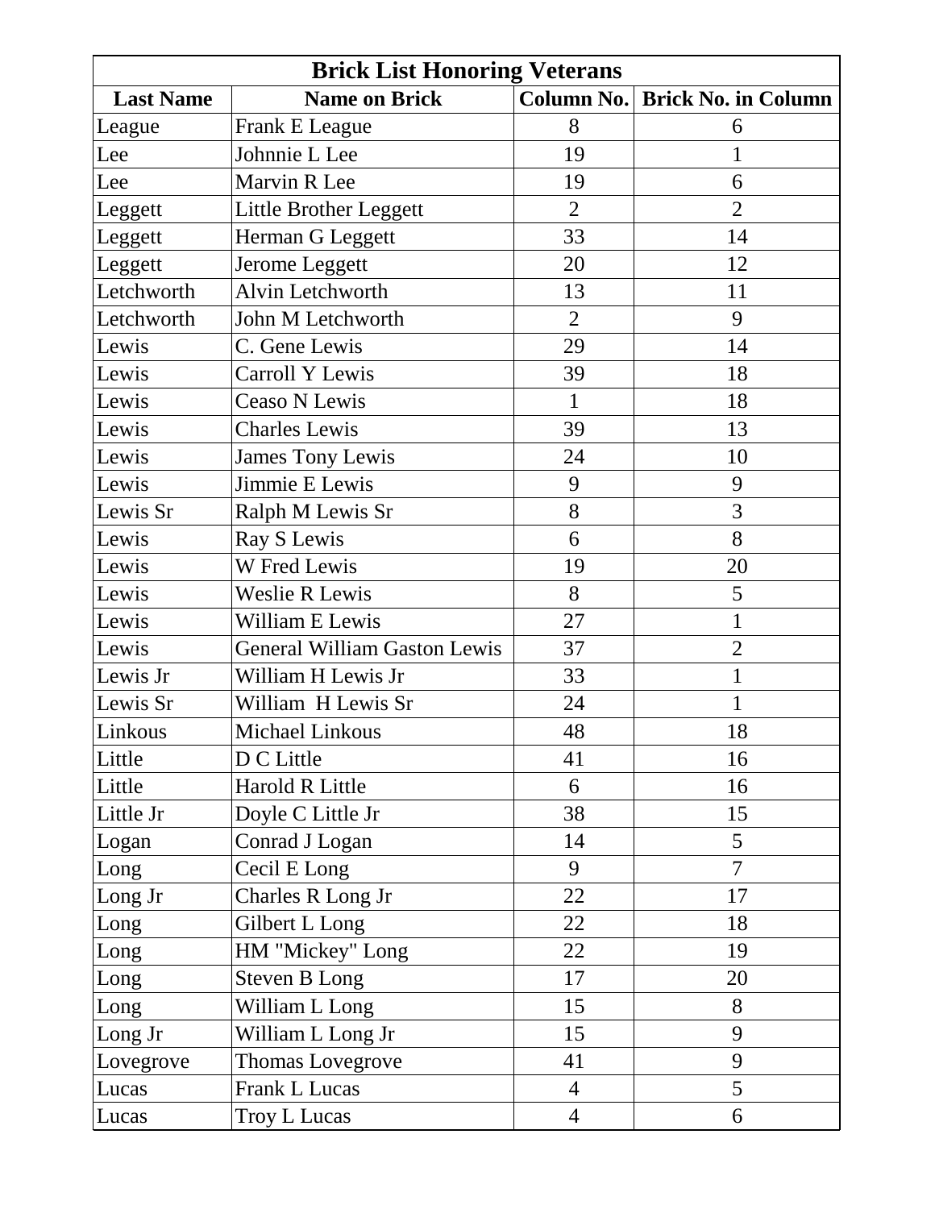| Brick List Honoring Veterans | | | |
|---|---|---|---|
| **Last Name** | **Name on Brick** | **Column No.** | **Brick No. in Column** |
| League | Frank E League | 8 | 6 |
| Lee | Johnnie L Lee | 19 | 1 |
| Lee | Marvin R Lee | 19 | 6 |
| Leggett | Little Brother Leggett | 2 | 2 |
| Leggett | Herman G Leggett | 33 | 14 |
| Leggett | Jerome Leggett | 20 | 12 |
| Letchworth | Alvin Letchworth | 13 | 11 |
| Letchworth | John M Letchworth | 2 | 9 |
| Lewis | C. Gene Lewis | 29 | 14 |
| Lewis | Carroll Y Lewis | 39 | 18 |
| Lewis | Ceaso N Lewis | 1 | 18 |
| Lewis | Charles Lewis | 39 | 13 |
| Lewis | James Tony Lewis | 24 | 10 |
| Lewis | Jimmie E Lewis | 9 | 9 |
| Lewis Sr | Ralph M Lewis Sr | 8 | 3 |
| Lewis | Ray S Lewis | 6 | 8 |
| Lewis | W Fred Lewis | 19 | 20 |
| Lewis | Weslie R Lewis | 8 | 5 |
| Lewis | William E Lewis | 27 | 1 |
| Lewis | General William Gaston Lewis | 37 | 2 |
| Lewis Jr | William H Lewis Jr | 33 | 1 |
| Lewis Sr | William H Lewis Sr | 24 | 1 |
| Linkous | Michael Linkous | 48 | 18 |
| Little | D C Little | 41 | 16 |
| Little | Harold R Little | 6 | 16 |
| Little Jr | Doyle C Little Jr | 38 | 15 |
| Logan | Conrad J Logan | 14 | 5 |
| Long | Cecil E Long | 9 | 7 |
| Long Jr | Charles R Long Jr | 22 | 17 |
| Long | Gilbert L Long | 22 | 18 |
| Long | HM "Mickey" Long | 22 | 19 |
| Long | Steven B Long | 17 | 20 |
| Long | William L Long | 15 | 8 |
| Long Jr | William L Long Jr | 15 | 9 |
| Lovegrove | Thomas Lovegrove | 41 | 9 |
| Lucas | Frank L Lucas | 4 | 5 |
| Lucas | Troy L Lucas | 4 | 6 |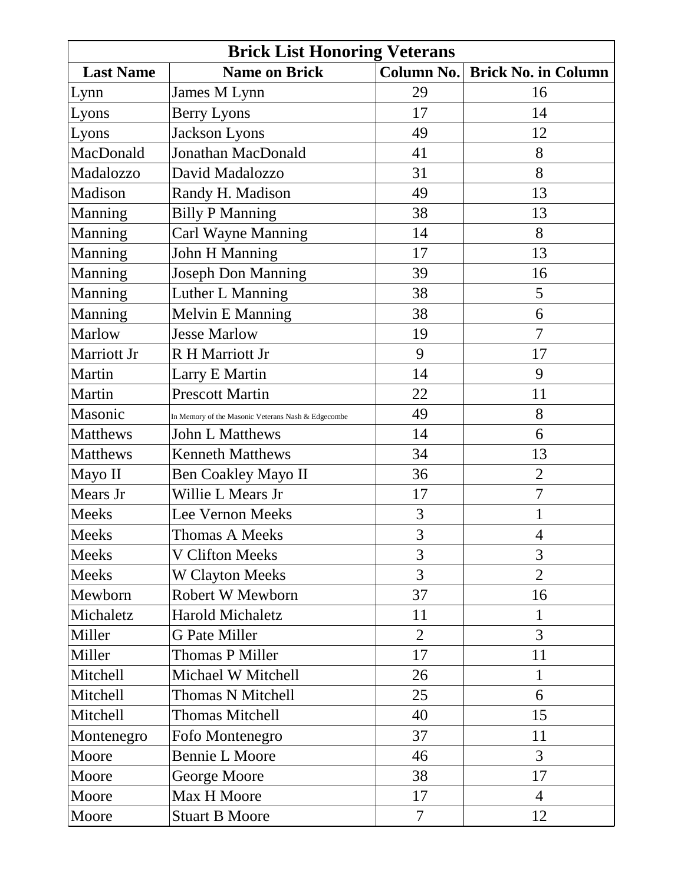| Brick List Honoring Veterans | | | |
|---|---|---|---|
| **Last Name** | **Name on Brick** | **Column No.** | **Brick No. in Column** |
| Lynn | James M Lynn | 29 | 16 |
| Lyons | Berry Lyons | 17 | 14 |
| Lyons | Jackson Lyons | 49 | 12 |
| MacDonald | Jonathan MacDonald | 41 | 8 |
| Madalozzo | David Madalozzo | 31 | 8 |
| Madison | Randy H. Madison | 49 | 13 |
| Manning | Billy P Manning | 38 | 13 |
| Manning | Carl Wayne Manning | 14 | 8 |
| Manning | John H Manning | 17 | 13 |
| Manning | Joseph Don Manning | 39 | 16 |
| Manning | Luther L Manning | 38 | 5 |
| Manning | Melvin E Manning | 38 | 6 |
| Marlow | Jesse Marlow | 19 | 7 |
| Marriott Jr | R H Marriott Jr | 9 | 17 |
| Martin | Larry E Martin | 14 | 9 |
| Martin | Prescott Martin | 22 | 11 |
| Masonic | In Memory of the Masonic Veterans Nash & Edgecombe | 49 | 8 |
| Matthews | John L Matthews | 14 | 6 |
| Matthews | Kenneth Matthews | 34 | 13 |
| Mayo II | Ben Coakley Mayo II | 36 | 2 |
| Mears Jr | Willie L Mears Jr | 17 | 7 |
| Meeks | Lee Vernon Meeks | 3 | 1 |
| Meeks | Thomas A Meeks | 3 | 4 |
| Meeks | V Clifton Meeks | 3 | 3 |
| Meeks | W Clayton Meeks | 3 | 2 |
| Mewborn | Robert W Mewborn | 37 | 16 |
| Michaletz | Harold Michaletz | 11 | 1 |
| Miller | G Pate Miller | 2 | 3 |
| Miller | Thomas P Miller | 17 | 11 |
| Mitchell | Michael W Mitchell | 26 | 1 |
| Mitchell | Thomas N Mitchell | 25 | 6 |
| Mitchell | Thomas Mitchell | 40 | 15 |
| Montenegro | Fofo Montenegro | 37 | 11 |
| Moore | Bennie L Moore | 46 | 3 |
| Moore | George Moore | 38 | 17 |
| Moore | Max H Moore | 17 | 4 |
| Moore | Stuart B Moore | 7 | 12 |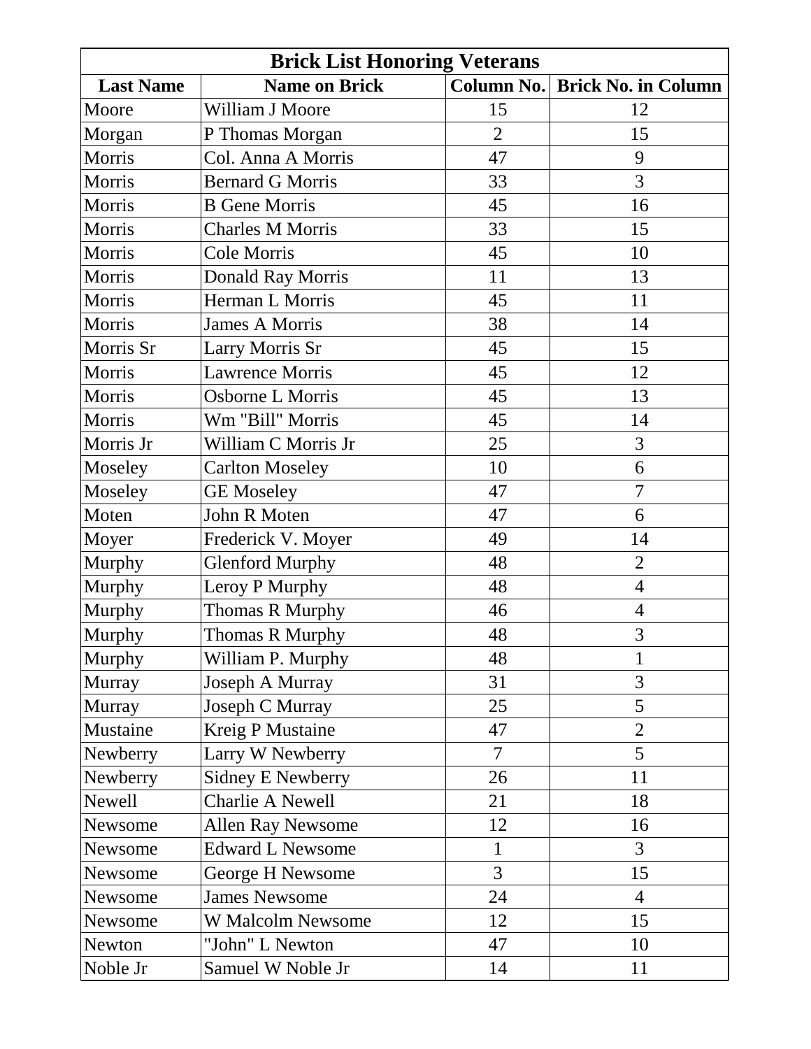| Brick List Honoring Veterans | | | |
|---|---|---|---|
| **Last Name** | **Name on Brick** | **Column No.** | **Brick No. in Column** |
| Moore | William J Moore | 15 | 12 |
| Morgan | P Thomas Morgan | 2 | 15 |
| Morris | Col. Anna A Morris | 47 | 9 |
| Morris | Bernard G Morris | 33 | 3 |
| Morris | B Gene Morris | 45 | 16 |
| Morris | Charles M Morris | 33 | 15 |
| Morris | Cole Morris | 45 | 10 |
| Morris | Donald Ray Morris | 11 | 13 |
| Morris | Herman L Morris | 45 | 11 |
| Morris | James A Morris | 38 | 14 |
| Morris Sr | Larry Morris Sr | 45 | 15 |
| Morris | Lawrence Morris | 45 | 12 |
| Morris | Osborne L Morris | 45 | 13 |
| Morris | Wm "Bill" Morris | 45 | 14 |
| Morris Jr | William C Morris Jr | 25 | 3 |
| Moseley | Carlton Moseley | 10 | 6 |
| Moseley | GE Moseley | 47 | 7 |
| Moten | John R Moten | 47 | 6 |
| Moyer | Frederick V. Moyer | 49 | 14 |
| Murphy | Glenford Murphy | 48 | 2 |
| Murphy | Leroy P Murphy | 48 | 4 |
| Murphy | Thomas R Murphy | 46 | 4 |
| Murphy | Thomas R Murphy | 48 | 3 |
| Murphy | William P. Murphy | 48 | 1 |
| Murray | Joseph A Murray | 31 | 3 |
| Murray | Joseph C Murray | 25 | 5 |
| Mustaine | Kreig P Mustaine | 47 | 2 |
| Newberry | Larry W Newberry | 7 | 5 |
| Newberry | Sidney E Newberry | 26 | 11 |
| Newell | Charlie A Newell | 21 | 18 |
| Newsome | Allen Ray Newsome | 12 | 16 |
| Newsome | Edward L Newsome | 1 | 3 |
| Newsome | George H Newsome | 3 | 15 |
| Newsome | James Newsome | 24 | 4 |
| Newsome | W Malcolm Newsome | 12 | 15 |
| Newton | "John" L Newton | 47 | 10 |
| Noble Jr | Samuel W Noble Jr | 14 | 11 |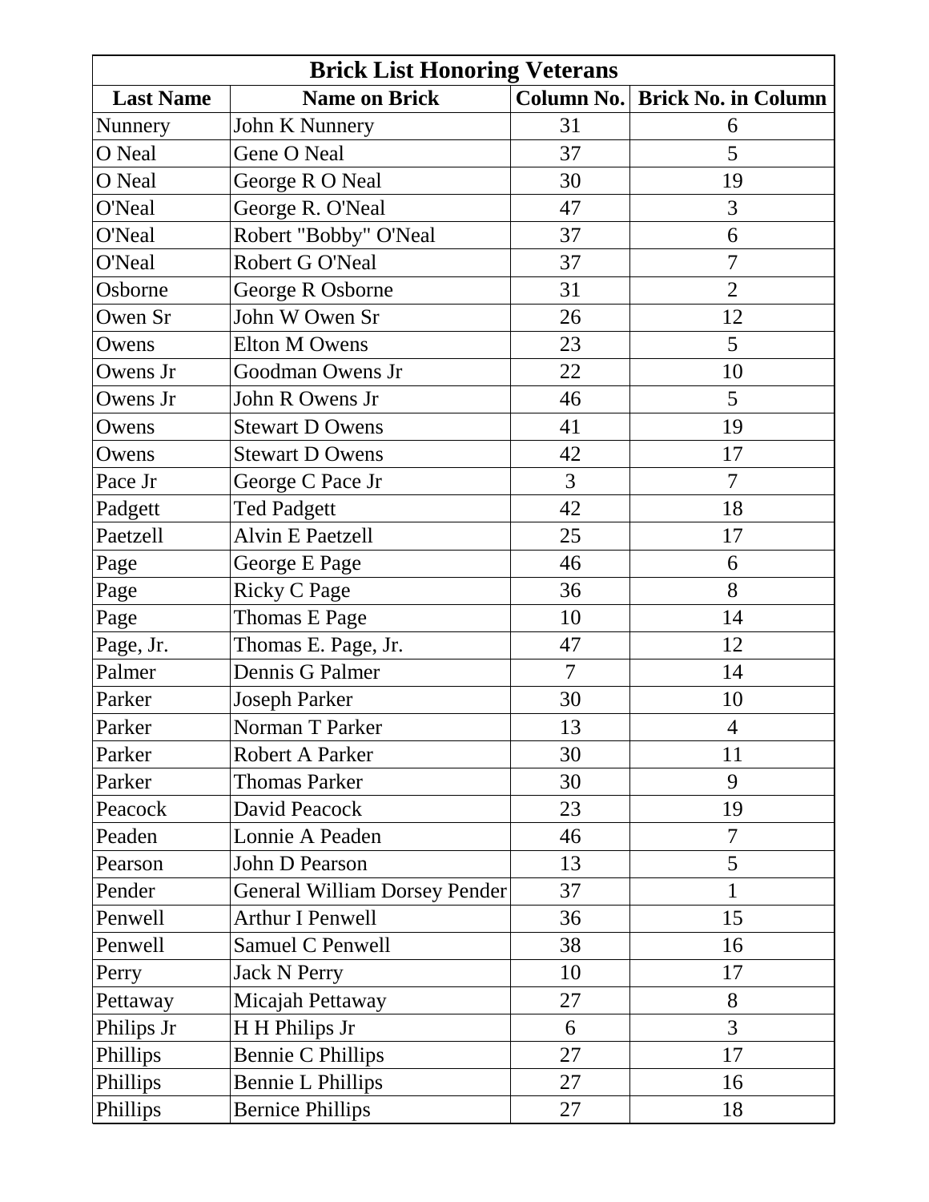| Brick List Honoring Veterans | | | |
|---|---|---|---|
| **Last Name** | **Name on Brick** | **Column No.** | **Brick No. in Column** |
| Nunnery | John K Nunnery | 31 | 6 |
| O Neal | Gene O Neal | 37 | 5 |
| O Neal | George R O Neal | 30 | 19 |
| O'Neal | George R. O'Neal | 47 | 3 |
| O'Neal | Robert "Bobby" O'Neal | 37 | 6 |
| O'Neal | Robert G O'Neal | 37 | 7 |
| Osborne | George R Osborne | 31 | 2 |
| Owen Sr | John W Owen Sr | 26 | 12 |
| Owens | Elton M Owens | 23 | 5 |
| Owens Jr | Goodman Owens Jr | 22 | 10 |
| Owens Jr | John R Owens Jr | 46 | 5 |
| Owens | Stewart D Owens | 41 | 19 |
| Owens | Stewart D Owens | 42 | 17 |
| Pace Jr | George C Pace Jr | 3 | 7 |
| Padgett | Ted Padgett | 42 | 18 |
| Paetzell | Alvin E Paetzell | 25 | 17 |
| Page | George E Page | 46 | 6 |
| Page | Ricky C Page | 36 | 8 |
| Page | Thomas E Page | 10 | 14 |
| Page, Jr. | Thomas E. Page, Jr. | 47 | 12 |
| Palmer | Dennis G Palmer | 7 | 14 |
| Parker | Joseph Parker | 30 | 10 |
| Parker | Norman T Parker | 13 | 4 |
| Parker | Robert A Parker | 30 | 11 |
| Parker | Thomas Parker | 30 | 9 |
| Peacock | David Peacock | 23 | 19 |
| Peaden | Lonnie A Peaden | 46 | 7 |
| Pearson | John D Pearson | 13 | 5 |
| Pender | General William Dorsey Pender | 37 | 1 |
| Penwell | Arthur I Penwell | 36 | 15 |
| Penwell | Samuel C Penwell | 38 | 16 |
| Perry | Jack N Perry | 10 | 17 |
| Pettaway | Micajah Pettaway | 27 | 8 |
| Philips Jr | H H Philips Jr | 6 | 3 |
| Phillips | Bennie C Phillips | 27 | 17 |
| Phillips | Bennie L Phillips | 27 | 16 |
| Phillips | Bernice Phillips | 27 | 18 |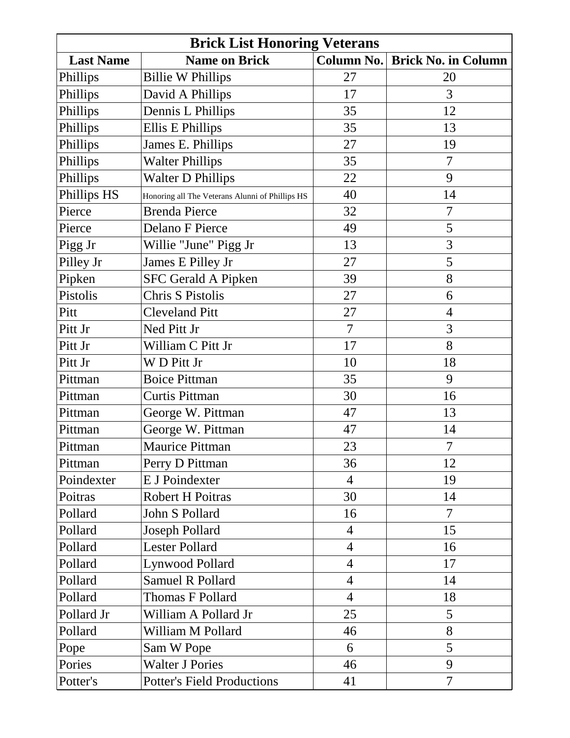| Brick List Honoring Veterans | | | |
|---|---|---|---|
| **Last Name** | **Name on Brick** | **Column No.** | **Brick No. in Column** |
| Phillips | Billie W Phillips | 27 | 20 |
| Phillips | David A Phillips | 17 | 3 |
| Phillips | Dennis L Phillips | 35 | 12 |
| Phillips | Ellis E Phillips | 35 | 13 |
| Phillips | James E. Phillips | 27 | 19 |
| Phillips | Walter Phillips | 35 | 7 |
| Phillips | Walter D Phillips | 22 | 9 |
| Phillips HS | Honoring all The Veterans Alunni of Phillips HS | 40 | 14 |
| Pierce | Brenda Pierce | 32 | 7 |
| Pierce | Delano F Pierce | 49 | 5 |
| Pigg Jr | Willie "June" Pigg Jr | 13 | 3 |
| Pilley Jr | James E Pilley Jr | 27 | 5 |
| Pipken | SFC Gerald A Pipken | 39 | 8 |
| Pistolis | Chris S Pistolis | 27 | 6 |
| Pitt | Cleveland Pitt | 27 | 4 |
| Pitt Jr | Ned Pitt Jr | 7 | 3 |
| Pitt Jr | William C Pitt Jr | 17 | 8 |
| Pitt Jr | W D Pitt Jr | 10 | 18 |
| Pittman | Boice Pittman | 35 | 9 |
| Pittman | Curtis Pittman | 30 | 16 |
| Pittman | George W. Pittman | 47 | 13 |
| Pittman | George W. Pittman | 47 | 14 |
| Pittman | Maurice Pittman | 23 | 7 |
| Pittman | Perry D Pittman | 36 | 12 |
| Poindexter | E J Poindexter | 4 | 19 |
| Poitras | Robert H Poitras | 30 | 14 |
| Pollard | John S Pollard | 16 | 7 |
| Pollard | Joseph Pollard | 4 | 15 |
| Pollard | Lester Pollard | 4 | 16 |
| Pollard | Lynwood Pollard | 4 | 17 |
| Pollard | Samuel R Pollard | 4 | 14 |
| Pollard | Thomas F Pollard | 4 | 18 |
| Pollard Jr | William A Pollard Jr | 25 | 5 |
| Pollard | William M Pollard | 46 | 8 |
| Pope | Sam W Pope | 6 | 5 |
| Pories | Walter J Pories | 46 | 9 |
| Potter's | Potter's Field Productions | 41 | 7 |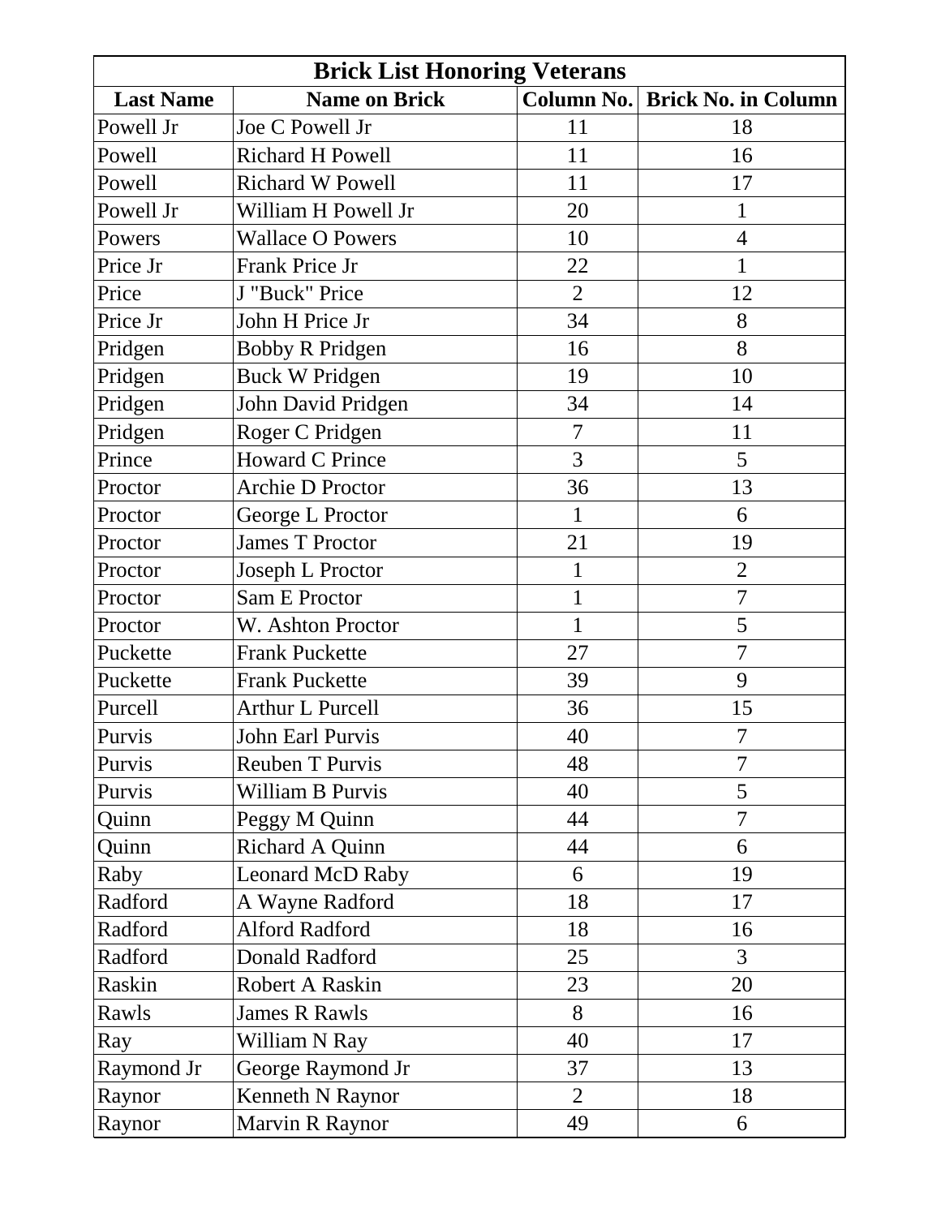| Brick List Honoring Veterans | | | |
|---|---|---|---|
| **Last Name** | **Name on Brick** | **Column No.** | **Brick No. in Column** |
| Powell Jr | Joe C Powell Jr | 11 | 18 |
| Powell | Richard H Powell | 11 | 16 |
| Powell | Richard W Powell | 11 | 17 |
| Powell Jr | William H Powell Jr | 20 | 1 |
| Powers | Wallace O Powers | 10 | 4 |
| Price Jr | Frank Price Jr | 22 | 1 |
| Price | J "Buck" Price | 2 | 12 |
| Price Jr | John H Price Jr | 34 | 8 |
| Pridgen | Bobby R Pridgen | 16 | 8 |
| Pridgen | Buck W Pridgen | 19 | 10 |
| Pridgen | John David Pridgen | 34 | 14 |
| Pridgen | Roger C Pridgen | 7 | 11 |
| Prince | Howard C Prince | 3 | 5 |
| Proctor | Archie D Proctor | 36 | 13 |
| Proctor | George L Proctor | 1 | 6 |
| Proctor | James T Proctor | 21 | 19 |
| Proctor | Joseph L Proctor | 1 | 2 |
| Proctor | Sam E Proctor | 1 | 7 |
| Proctor | W. Ashton Proctor | 1 | 5 |
| Puckette | Frank Puckette | 27 | 7 |
| Puckette | Frank Puckette | 39 | 9 |
| Purcell | Arthur L Purcell | 36 | 15 |
| Purvis | John Earl Purvis | 40 | 7 |
| Purvis | Reuben T Purvis | 48 | 7 |
| Purvis | William B Purvis | 40 | 5 |
| Quinn | Peggy M Quinn | 44 | 7 |
| Quinn | Richard A Quinn | 44 | 6 |
| Raby | Leonard McD Raby | 6 | 19 |
| Radford | A Wayne Radford | 18 | 17 |
| Radford | Alford Radford | 18 | 16 |
| Radford | Donald Radford | 25 | 3 |
| Raskin | Robert A Raskin | 23 | 20 |
| Rawls | James R Rawls | 8 | 16 |
| Ray | William N Ray | 40 | 17 |
| Raymond Jr | George Raymond Jr | 37 | 13 |
| Raynor | Kenneth N Raynor | 2 | 18 |
| Raynor | Marvin R Raynor | 49 | 6 |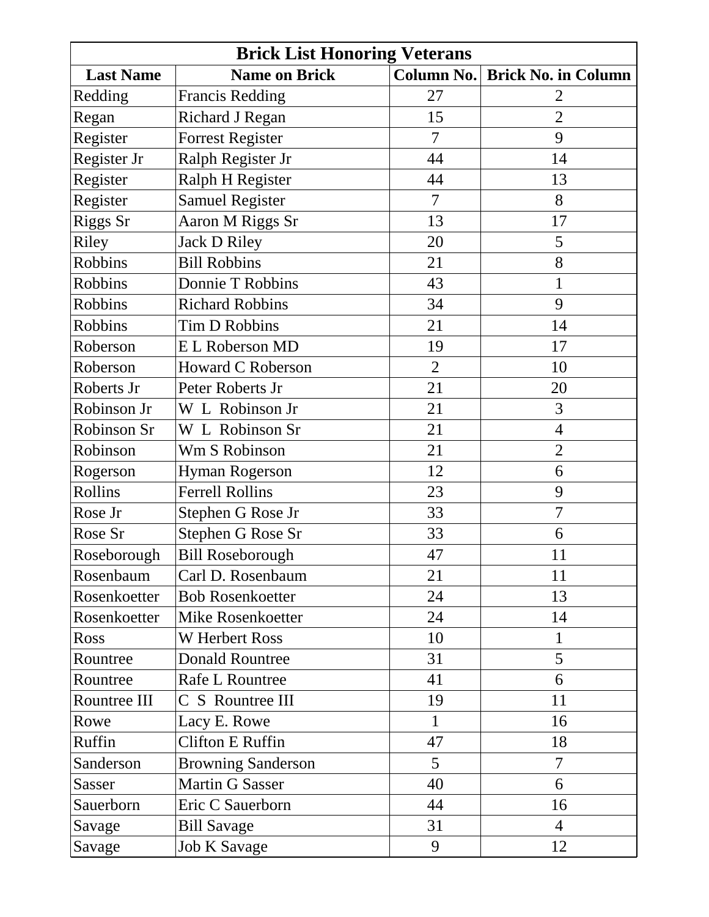| Brick List Honoring Veterans | | | |
|---|---|---|---|
| **Last Name** | **Name on Brick** | **Column No.** | **Brick No. in Column** |
| Redding | Francis Redding | 27 | 2 |
| Regan | Richard J Regan | 15 | 2 |
| Register | Forrest Register | 7 | 9 |
| Register Jr | Ralph Register Jr | 44 | 14 |
| Register | Ralph H Register | 44 | 13 |
| Register | Samuel Register | 7 | 8 |
| Riggs Sr | Aaron M Riggs Sr | 13 | 17 |
| Riley | Jack D Riley | 20 | 5 |
| Robbins | Bill Robbins | 21 | 8 |
| Robbins | Donnie T Robbins | 43 | 1 |
| Robbins | Richard Robbins | 34 | 9 |
| Robbins | Tim D Robbins | 21 | 14 |
| Roberson | E L Roberson MD | 19 | 17 |
| Roberson | Howard C Roberson | 2 | 10 |
| Roberts Jr | Peter Roberts Jr | 21 | 20 |
| Robinson Jr | W L Robinson Jr | 21 | 3 |
| Robinson Sr | W L Robinson Sr | 21 | 4 |
| Robinson | Wm S Robinson | 21 | 2 |
| Rogerson | Hyman Rogerson | 12 | 6 |
| Rollins | Ferrell Rollins | 23 | 9 |
| Rose Jr | Stephen G Rose Jr | 33 | 7 |
| Rose Sr | Stephen G Rose Sr | 33 | 6 |
| Roseborough | Bill Roseborough | 47 | 11 |
| Rosenbaum | Carl D. Rosenbaum | 21 | 11 |
| Rosenkoetter | Bob Rosenkoetter | 24 | 13 |
| Rosenkoetter | Mike Rosenkoetter | 24 | 14 |
| Ross | W Herbert Ross | 10 | 1 |
| Rountree | Donald Rountree | 31 | 5 |
| Rountree | Rafe L Rountree | 41 | 6 |
| Rountree III | C S Rountree III | 19 | 11 |
| Rowe | Lacy E. Rowe | 1 | 16 |
| Ruffin | Clifton E Ruffin | 47 | 18 |
| Sanderson | Browning Sanderson | 5 | 7 |
| Sasser | Martin G Sasser | 40 | 6 |
| Sauerborn | Eric C Sauerborn | 44 | 16 |
| Savage | Bill Savage | 31 | 4 |
| Savage | Job K Savage | 9 | 12 |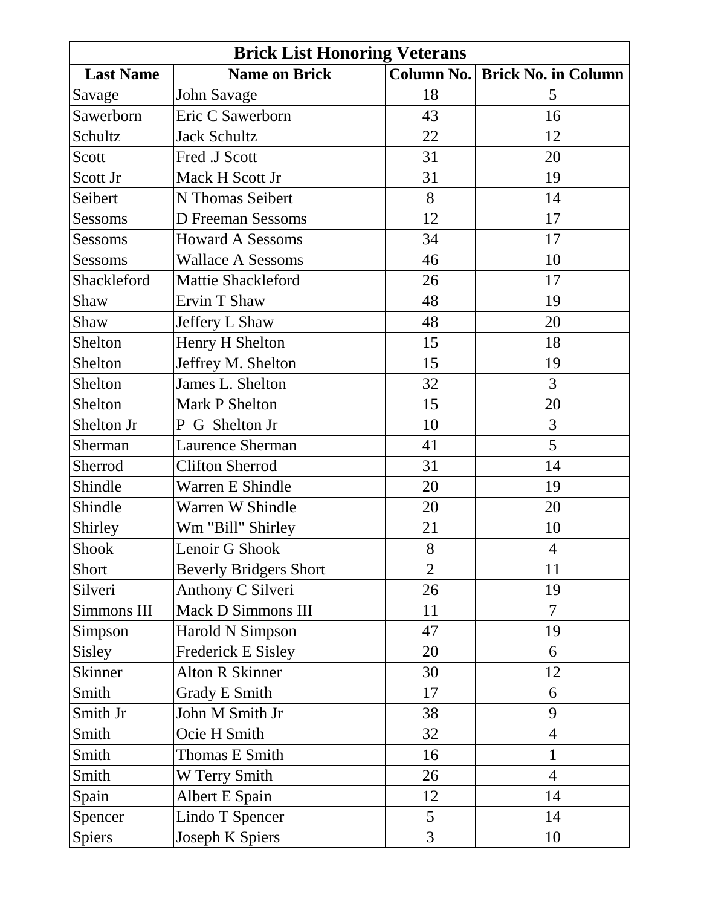| Brick List Honoring Veterans | | | |
|---|---|---|---|
| **Last Name** | **Name on Brick** | **Column No.** | **Brick No. in Column** |
| Savage | John Savage | 18 | 5 |
| Sawerborn | Eric C Sawerborn | 43 | 16 |
| Schultz | Jack Schultz | 22 | 12 |
| Scott | Fred .J Scott | 31 | 20 |
| Scott Jr | Mack H Scott Jr | 31 | 19 |
| Seibert | N Thomas Seibert | 8 | 14 |
| Sessoms | D Freeman Sessoms | 12 | 17 |
| Sessoms | Howard A Sessoms | 34 | 17 |
| Sessoms | Wallace A Sessoms | 46 | 10 |
| Shackleford | Mattie Shackleford | 26 | 17 |
| Shaw | Ervin T Shaw | 48 | 19 |
| Shaw | Jeffery L Shaw | 48 | 20 |
| Shelton | Henry H Shelton | 15 | 18 |
| Shelton | Jeffrey M. Shelton | 15 | 19 |
| Shelton | James L. Shelton | 32 | 3 |
| Shelton | Mark P Shelton | 15 | 20 |
| Shelton Jr | P G Shelton Jr | 10 | 3 |
| Sherman | Laurence Sherman | 41 | 5 |
| Sherrod | Clifton Sherrod | 31 | 14 |
| Shindle | Warren E Shindle | 20 | 19 |
| Shindle | Warren W Shindle | 20 | 20 |
| Shirley | Wm "Bill" Shirley | 21 | 10 |
| Shook | Lenoir G Shook | 8 | 4 |
| Short | Beverly Bridgers Short | 2 | 11 |
| Silveri | Anthony C Silveri | 26 | 19 |
| Simmons III | Mack D Simmons III | 11 | 7 |
| Simpson | Harold N Simpson | 47 | 19 |
| Sisley | Frederick E Sisley | 20 | 6 |
| Skinner | Alton R Skinner | 30 | 12 |
| Smith | Grady E Smith | 17 | 6 |
| Smith Jr | John M Smith Jr | 38 | 9 |
| Smith | Ocie H Smith | 32 | 4 |
| Smith | Thomas E Smith | 16 | 1 |
| Smith | W Terry Smith | 26 | 4 |
| Spain | Albert E Spain | 12 | 14 |
| Spencer | Lindo T Spencer | 5 | 14 |
| Spiers | Joseph K Spiers | 3 | 10 |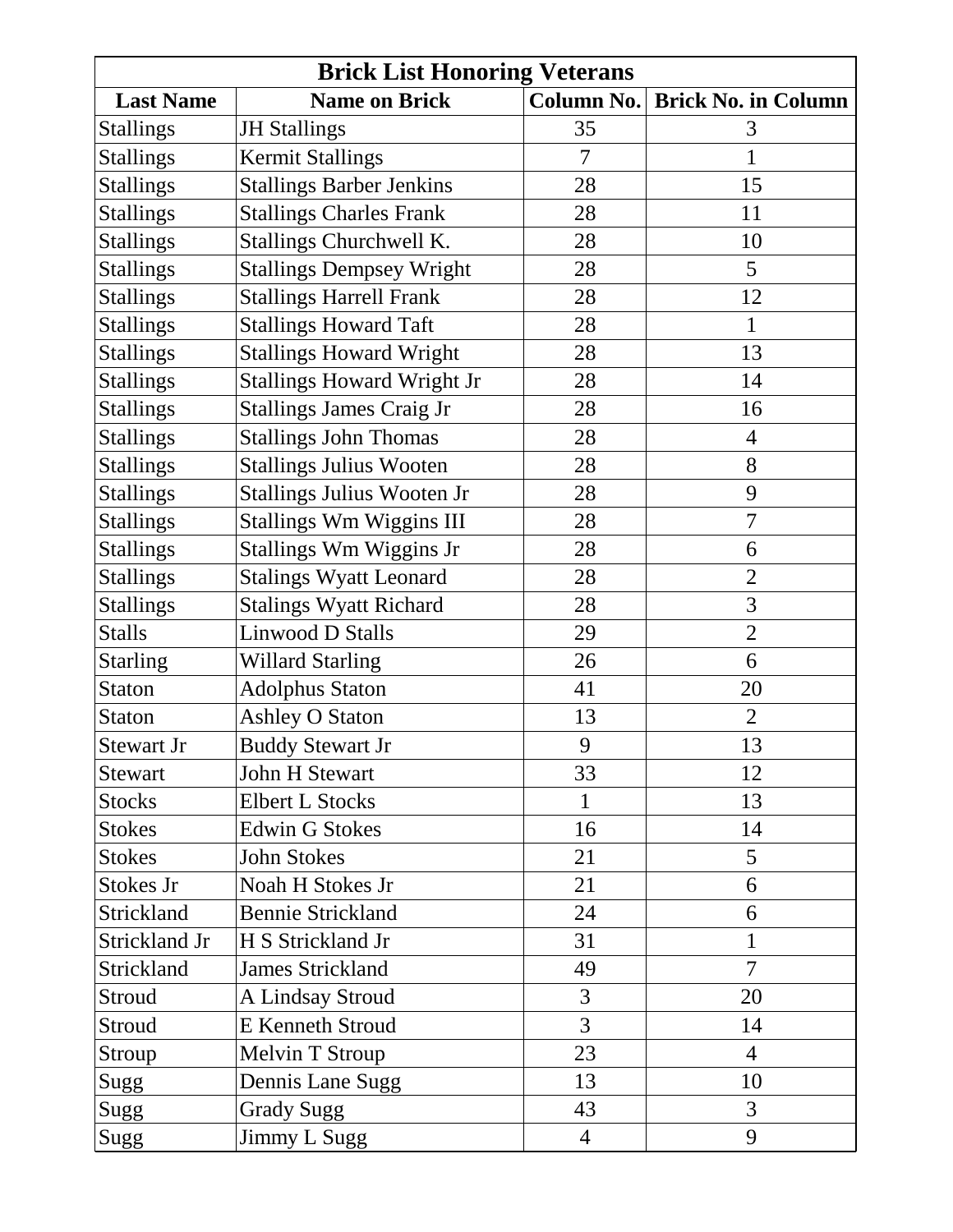| Brick List Honoring Veterans | | | |
|---|---|---|---|
| **Last Name** | **Name on Brick** | **Column No.** | **Brick No. in Column** |
| Stallings | JH Stallings | 35 | 3 |
| Stallings | Kermit Stallings | 7 | 1 |
| Stallings | Stallings Barber Jenkins | 28 | 15 |
| Stallings | Stallings Charles Frank | 28 | 11 |
| Stallings | Stallings Churchwell K. | 28 | 10 |
| Stallings | Stallings Dempsey Wright | 28 | 5 |
| Stallings | Stallings Harrell Frank | 28 | 12 |
| Stallings | Stallings Howard Taft | 28 | 1 |
| Stallings | Stallings Howard Wright | 28 | 13 |
| Stallings | Stallings Howard Wright Jr | 28 | 14 |
| Stallings | Stallings James Craig Jr | 28 | 16 |
| Stallings | Stallings John Thomas | 28 | 4 |
| Stallings | Stallings Julius Wooten | 28 | 8 |
| Stallings | Stallings Julius Wooten Jr | 28 | 9 |
| Stallings | Stallings Wm Wiggins III | 28 | 7 |
| Stallings | Stallings Wm Wiggins Jr | 28 | 6 |
| Stallings | Stalings Wyatt Leonard | 28 | 2 |
| Stallings | Stalings Wyatt Richard | 28 | 3 |
| Stalls | Linwood D Stalls | 29 | 2 |
| Starling | Willard Starling | 26 | 6 |
| Staton | Adolphus Staton | 41 | 20 |
| Staton | Ashley O Staton | 13 | 2 |
| Stewart Jr | Buddy Stewart Jr | 9 | 13 |
| Stewart | John H Stewart | 33 | 12 |
| Stocks | Elbert L Stocks | 1 | 13 |
| Stokes | Edwin G Stokes | 16 | 14 |
| Stokes | John Stokes | 21 | 5 |
| Stokes Jr | Noah H Stokes Jr | 21 | 6 |
| Strickland | Bennie Strickland | 24 | 6 |
| Strickland Jr | H S Strickland Jr | 31 | 1 |
| Strickland | James Strickland | 49 | 7 |
| Stroud | A Lindsay Stroud | 3 | 20 |
| Stroud | E Kenneth Stroud | 3 | 14 |
| Stroup | Melvin T Stroup | 23 | 4 |
| Sugg | Dennis Lane Sugg | 13 | 10 |
| Sugg | Grady Sugg | 43 | 3 |
| Sugg | Jimmy L Sugg | 4 | 9 |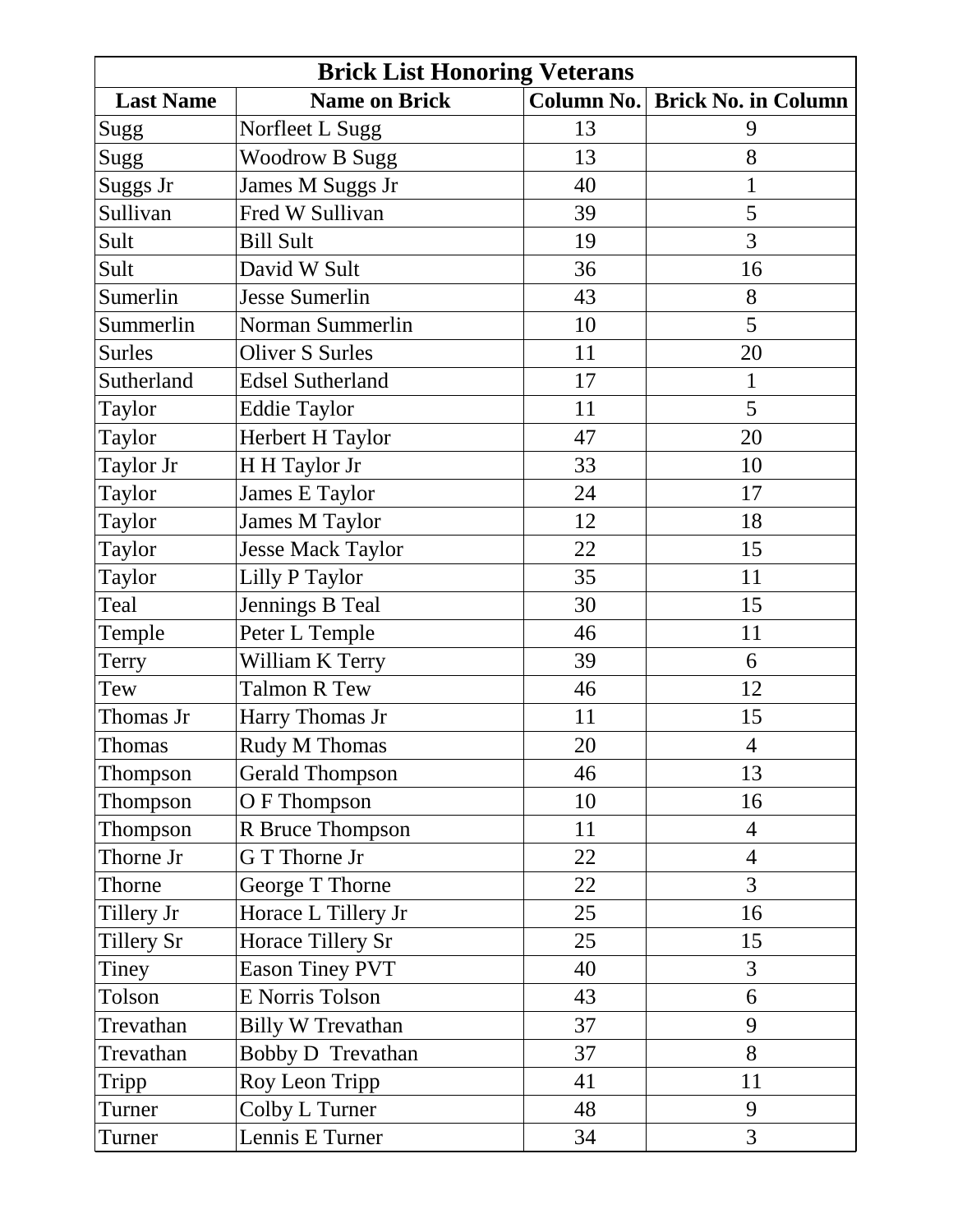| Brick List Honoring Veterans | | | |
|---|---|---|---|
| **Last Name** | **Name on Brick** | **Column No.** | **Brick No. in Column** |
| Sugg | Norfleet L Sugg | 13 | 9 |
| Sugg | Woodrow B Sugg | 13 | 8 |
| Suggs Jr | James M Suggs Jr | 40 | 1 |
| Sullivan | Fred W Sullivan | 39 | 5 |
| Sult | Bill Sult | 19 | 3 |
| Sult | David W Sult | 36 | 16 |
| Sumerlin | Jesse Sumerlin | 43 | 8 |
| Summerlin | Norman Summerlin | 10 | 5 |
| Surles | Oliver S Surles | 11 | 20 |
| Sutherland | Edsel Sutherland | 17 | 1 |
| Taylor | Eddie Taylor | 11 | 5 |
| Taylor | Herbert H Taylor | 47 | 20 |
| Taylor Jr | H H Taylor Jr | 33 | 10 |
| Taylor | James E Taylor | 24 | 17 |
| Taylor | James M Taylor | 12 | 18 |
| Taylor | Jesse Mack Taylor | 22 | 15 |
| Taylor | Lilly P Taylor | 35 | 11 |
| Teal | Jennings B Teal | 30 | 15 |
| Temple | Peter L Temple | 46 | 11 |
| Terry | William K Terry | 39 | 6 |
| Tew | Talmon R Tew | 46 | 12 |
| Thomas Jr | Harry Thomas Jr | 11 | 15 |
| Thomas | Rudy M Thomas | 20 | 4 |
| Thompson | Gerald Thompson | 46 | 13 |
| Thompson | O F Thompson | 10 | 16 |
| Thompson | R Bruce Thompson | 11 | 4 |
| Thorne Jr | G T Thorne Jr | 22 | 4 |
| Thorne | George T Thorne | 22 | 3 |
| Tillery Jr | Horace L Tillery Jr | 25 | 16 |
| Tillery Sr | Horace Tillery Sr | 25 | 15 |
| Tiney | Eason Tiney PVT | 40 | 3 |
| Tolson | E Norris Tolson | 43 | 6 |
| Trevathan | Billy W Trevathan | 37 | 9 |
| Trevathan | Bobby D Trevathan | 37 | 8 |
| Tripp | Roy Leon Tripp | 41 | 11 |
| Turner | Colby L Turner | 48 | 9 |
| Turner | Lennis E Turner | 34 | 3 |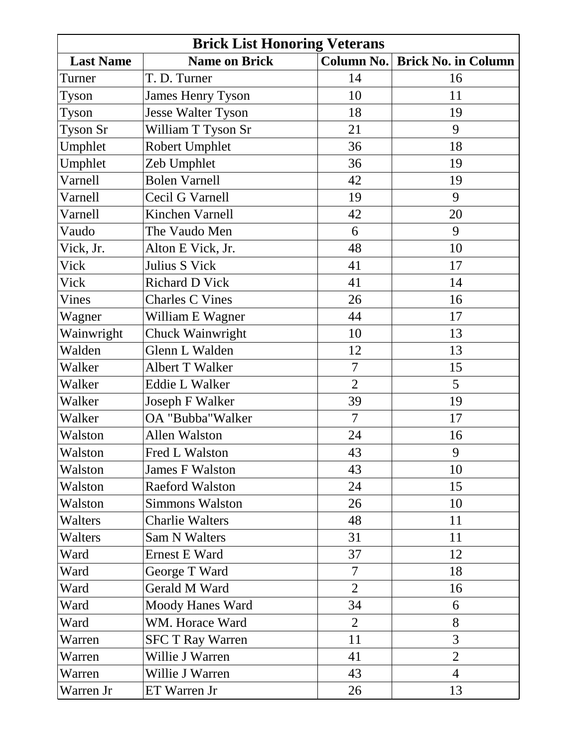| Brick List Honoring Veterans | | | |
|---|---|---|---|
| **Last Name** | **Name on Brick** | **Column No.** | **Brick No. in Column** |
| Turner | T. D. Turner | 14 | 16 |
| Tyson | James Henry Tyson | 10 | 11 |
| Tyson | Jesse Walter Tyson | 18 | 19 |
| Tyson Sr | William T Tyson Sr | 21 | 9 |
| Umphlet | Robert Umphlet | 36 | 18 |
| Umphlet | Zeb Umphlet | 36 | 19 |
| Varnell | Bolen Varnell | 42 | 19 |
| Varnell | Cecil G Varnell | 19 | 9 |
| Varnell | Kinchen Varnell | 42 | 20 |
| Vaudo | The Vaudo Men | 6 | 9 |
| Vick, Jr. | Alton E Vick, Jr. | 48 | 10 |
| Vick | Julius S Vick | 41 | 17 |
| Vick | Richard D Vick | 41 | 14 |
| Vines | Charles C Vines | 26 | 16 |
| Wagner | William E Wagner | 44 | 17 |
| Wainwright | Chuck Wainwright | 10 | 13 |
| Walden | Glenn L Walden | 12 | 13 |
| Walker | Albert T Walker | 7 | 15 |
| Walker | Eddie L Walker | 2 | 5 |
| Walker | Joseph F Walker | 39 | 19 |
| Walker | OA "Bubba"Walker | 7 | 17 |
| Walston | Allen Walston | 24 | 16 |
| Walston | Fred L Walston | 43 | 9 |
| Walston | James F Walston | 43 | 10 |
| Walston | Raeford Walston | 24 | 15 |
| Walston | Simmons Walston | 26 | 10 |
| Walters | Charlie Walters | 48 | 11 |
| Walters | Sam N Walters | 31 | 11 |
| Ward | Ernest E Ward | 37 | 12 |
| Ward | George T Ward | 7 | 18 |
| Ward | Gerald M Ward | 2 | 16 |
| Ward | Moody Hanes Ward | 34 | 6 |
| Ward | WM. Horace Ward | 2 | 8 |
| Warren | SFC T Ray Warren | 11 | 3 |
| Warren | Willie J Warren | 41 | 2 |
| Warren | Willie J Warren | 43 | 4 |
| Warren Jr | ET Warren Jr | 26 | 13 |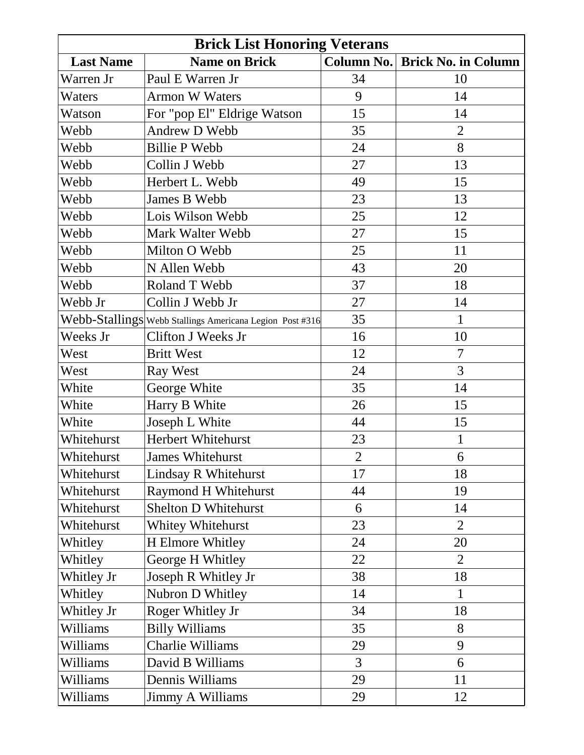| Brick List Honoring Veterans | | | |
|---|---|---|---|
| **Last Name** | **Name on Brick** | **Column No.** | **Brick No. in Column** |
| Warren Jr | Paul E Warren Jr | 34 | 10 |
| Waters | Armon W Waters | 9 | 14 |
| Watson | For "pop El" Eldrige Watson | 15 | 14 |
| Webb | Andrew D Webb | 35 | 2 |
| Webb | Billie P Webb | 24 | 8 |
| Webb | Collin J Webb | 27 | 13 |
| Webb | Herbert L. Webb | 49 | 15 |
| Webb | James B Webb | 23 | 13 |
| Webb | Lois Wilson Webb | 25 | 12 |
| Webb | Mark Walter Webb | 27 | 15 |
| Webb | Milton O Webb | 25 | 11 |
| Webb | N Allen Webb | 43 | 20 |
| Webb | Roland T Webb | 37 | 18 |
| Webb Jr | Collin J Webb Jr | 27 | 14 |
| Webb-Stallings | Webb Stallings Americana Legion Post #316 | 35 | 1 |
| Weeks Jr | Clifton J Weeks Jr | 16 | 10 |
| West | Britt West | 12 | 7 |
| West | Ray West | 24 | 3 |
| White | George White | 35 | 14 |
| White | Harry B White | 26 | 15 |
| White | Joseph L White | 44 | 15 |
| Whitehurst | Herbert Whitehurst | 23 | 1 |
| Whitehurst | James Whitehurst | 2 | 6 |
| Whitehurst | Lindsay R Whitehurst | 17 | 18 |
| Whitehurst | Raymond H Whitehurst | 44 | 19 |
| Whitehurst | Shelton D Whitehurst | 6 | 14 |
| Whitehurst | Whitey Whitehurst | 23 | 2 |
| Whitley | H Elmore Whitley | 24 | 20 |
| Whitley | George H Whitley | 22 | 2 |
| Whitley Jr | Joseph R Whitley Jr | 38 | 18 |
| Whitley | Nubron D Whitley | 14 | 1 |
| Whitley Jr | Roger Whitley Jr | 34 | 18 |
| Williams | Billy Williams | 35 | 8 |
| Williams | Charlie Williams | 29 | 9 |
| Williams | David B Williams | 3 | 6 |
| Williams | Dennis Williams | 29 | 11 |
| Williams | Jimmy A Williams | 29 | 12 |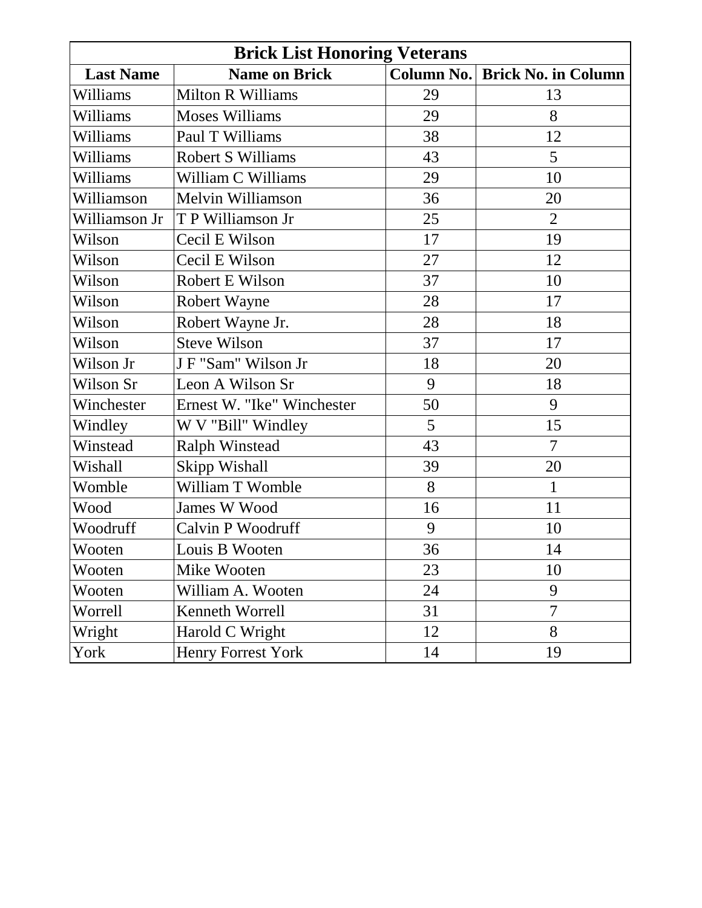| Brick List Honoring Veterans | | | |
| --- | --- | --- | --- |
| **Last Name** | **Name on Brick** | **Column No.** | **Brick No. in Column** |
| Williams | Milton R Williams | 29 | 13 |
| Williams | Moses Williams | 29 | 8 |
| Williams | Paul T Williams | 38 | 12 |
| Williams | Robert S Williams | 43 | 5 |
| Williams | William C Williams | 29 | 10 |
| Williamson | Melvin Williamson | 36 | 20 |
| Williamson Jr | T P Williamson Jr | 25 | 2 |
| Wilson | Cecil E Wilson | 17 | 19 |
| Wilson | Cecil E Wilson | 27 | 12 |
| Wilson | Robert E Wilson | 37 | 10 |
| Wilson | Robert Wayne | 28 | 17 |
| Wilson | Robert Wayne Jr. | 28 | 18 |
| Wilson | Steve Wilson | 37 | 17 |
| Wilson Jr | J F "Sam" Wilson Jr | 18 | 20 |
| Wilson Sr | Leon A Wilson Sr | 9 | 18 |
| Winchester | Ernest W. "Ike" Winchester | 50 | 9 |
| Windley | W V "Bill" Windley | 5 | 15 |
| Winstead | Ralph Winstead | 43 | 7 |
| Wishall | Skipp Wishall | 39 | 20 |
| Womble | William T Womble | 8 | 1 |
| Wood | James W Wood | 16 | 11 |
| Woodruff | Calvin P Woodruff | 9 | 10 |
| Wooten | Louis B Wooten | 36 | 14 |
| Wooten | Mike Wooten | 23 | 10 |
| Wooten | William A. Wooten | 24 | 9 |
| Worrell | Kenneth Worrell | 31 | 7 |
| Wright | Harold C Wright | 12 | 8 |
| York | Henry Forrest York | 14 | 19 |